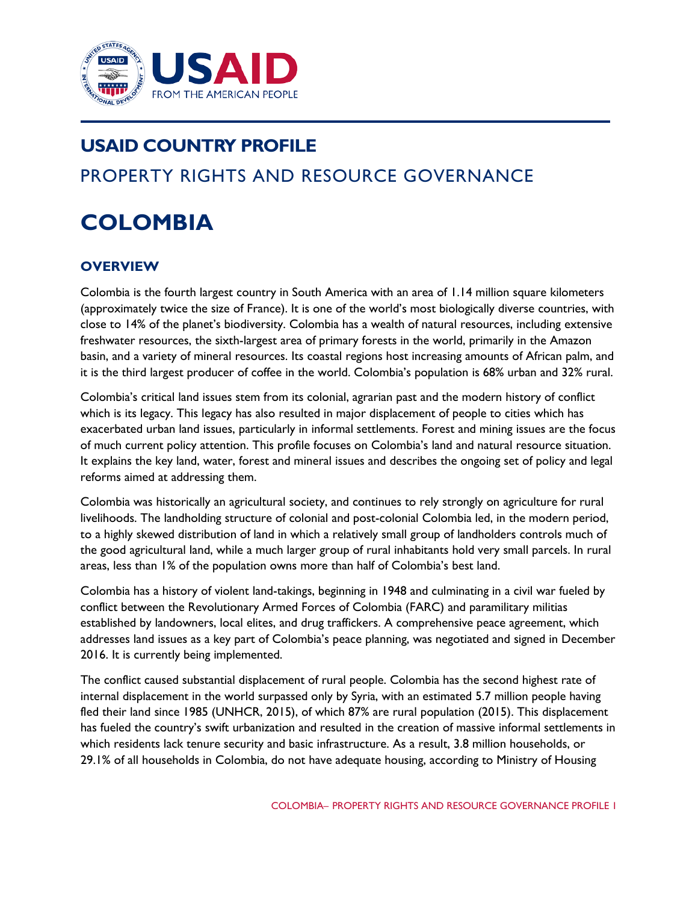USAID
FROM THE AMERICAN PEOPLE

# USAID COUNTRY PROFILE

## PROPERTY RIGHTS AND RESOURCE GOVERNANCE

# COLOMBIA

## OVERVIEW

Colombia is the fourth largest country in South America with an area of 1.14 million square kilometers (approximately twice the size of France). It is one of the world's most biologically diverse countries, with close to 14% of the planet's biodiversity. Colombia has a wealth of natural resources, including extensive freshwater resources, the sixth-largest area of primary forests in the world, primarily in the Amazon basin, and a variety of mineral resources. Its coastal regions host increasing amounts of African palm, and it is the third largest producer of coffee in the world. Colombia's population is 68% urban and 32% rural.

Colombia's critical land issues stem from its colonial, agrarian past and the modern history of conflict which is its legacy. This legacy has also resulted in major displacement of people to cities which has exacerbated urban land issues, particularly in informal settlements. Forest and mining issues are the focus of much current policy attention. This profile focuses on Colombia's land and natural resource situation. It explains the key land, water, forest and mineral issues and describes the ongoing set of policy and legal reforms aimed at addressing them.

Colombia was historically an agricultural society, and continues to rely strongly on agriculture for rural livelihoods. The landholding structure of colonial and post-colonial Colombia led, in the modern period, to a highly skewed distribution of land in which a relatively small group of landholders controls much of the good agricultural land, while a much larger group of rural inhabitants hold very small parcels. In rural areas, less than 1% of the population owns more than half of Colombia's best land.

Colombia has a history of violent land-takings, beginning in 1948 and culminating in a civil war fueled by conflict between the Revolutionary Armed Forces of Colombia (FARC) and paramilitary militias established by landowners, local elites, and drug traffickers. A comprehensive peace agreement, which addresses land issues as a key part of Colombia's peace planning, was negotiated and signed in December 2016. It is currently being implemented.

The conflict caused substantial displacement of rural people. Colombia has the second highest rate of internal displacement in the world surpassed only by Syria, with an estimated 5.7 million people having fled their land since 1985 (UNHCR, 2015), of which 87% are rural population (2015). This displacement has fueled the country's swift urbanization and resulted in the creation of massive informal settlements in which residents lack tenure security and basic infrastructure. As a result, 3.8 million households, or 29.1% of all households in Colombia, do not have adequate housing, according to Ministry of Housing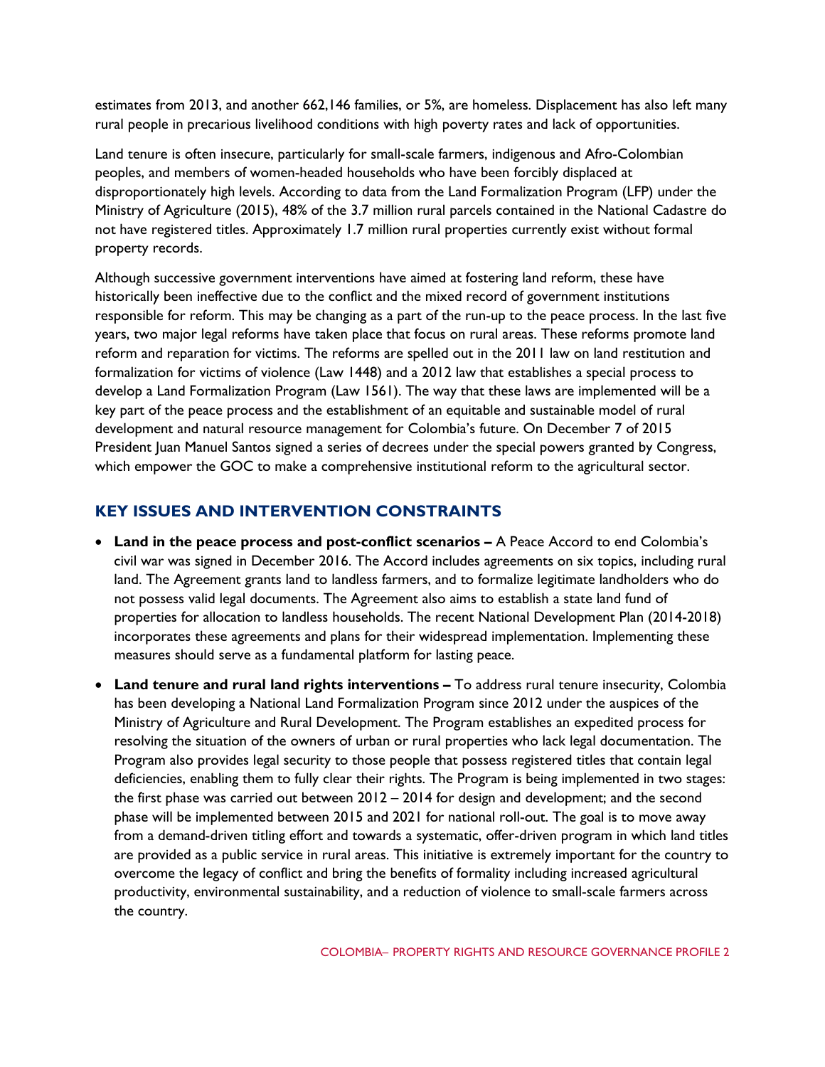estimates from 2013, and another 662,146 families, or 5%, are homeless. Displacement has also left many rural people in precarious livelihood conditions with high poverty rates and lack of opportunities.

Land tenure is often insecure, particularly for small-scale farmers, indigenous and Afro-Colombian peoples, and members of women-headed households who have been forcibly displaced at disproportionately high levels. According to data from the Land Formalization Program (LFP) under the Ministry of Agriculture (2015), 48% of the 3.7 million rural parcels contained in the National Cadastre do not have registered titles. Approximately 1.7 million rural properties currently exist without formal property records.

Although successive government interventions have aimed at fostering land reform, these have historically been ineffective due to the conflict and the mixed record of government institutions responsible for reform. This may be changing as a part of the run-up to the peace process. In the last five years, two major legal reforms have taken place that focus on rural areas. These reforms promote land reform and reparation for victims. The reforms are spelled out in the 2011 law on land restitution and formalization for victims of violence (Law 1448) and a 2012 law that establishes a special process to develop a Land Formalization Program (Law 1561). The way that these laws are implemented will be a key part of the peace process and the establishment of an equitable and sustainable model of rural development and natural resource management for Colombia's future. On December 7 of 2015 President Juan Manuel Santos signed a series of decrees under the special powers granted by Congress, which empower the GOC to make a comprehensive institutional reform to the agricultural sector.

## KEY ISSUES AND INTERVENTION CONSTRAINTS

- **Land in the peace process and post-conflict scenarios –** A Peace Accord to end Colombia's civil war was signed in December 2016. The Accord includes agreements on six topics, including rural land. The Agreement grants land to landless farmers, and to formalize legitimate landholders who do not possess valid legal documents. The Agreement also aims to establish a state land fund of properties for allocation to landless households. The recent National Development Plan (2014-2018) incorporates these agreements and plans for their widespread implementation. Implementing these measures should serve as a fundamental platform for lasting peace.
- **Land tenure and rural land rights interventions –** To address rural tenure insecurity, Colombia has been developing a National Land Formalization Program since 2012 under the auspices of the Ministry of Agriculture and Rural Development. The Program establishes an expedited process for resolving the situation of the owners of urban or rural properties who lack legal documentation. The Program also provides legal security to those people that possess registered titles that contain legal deficiencies, enabling them to fully clear their rights. The Program is being implemented in two stages: the first phase was carried out between 2012 – 2014 for design and development; and the second phase will be implemented between 2015 and 2021 for national roll-out. The goal is to move away from a demand-driven titling effort and towards a systematic, offer-driven program in which land titles are provided as a public service in rural areas. This initiative is extremely important for the country to overcome the legacy of conflict and bring the benefits of formality including increased agricultural productivity, environmental sustainability, and a reduction of violence to small-scale farmers across the country.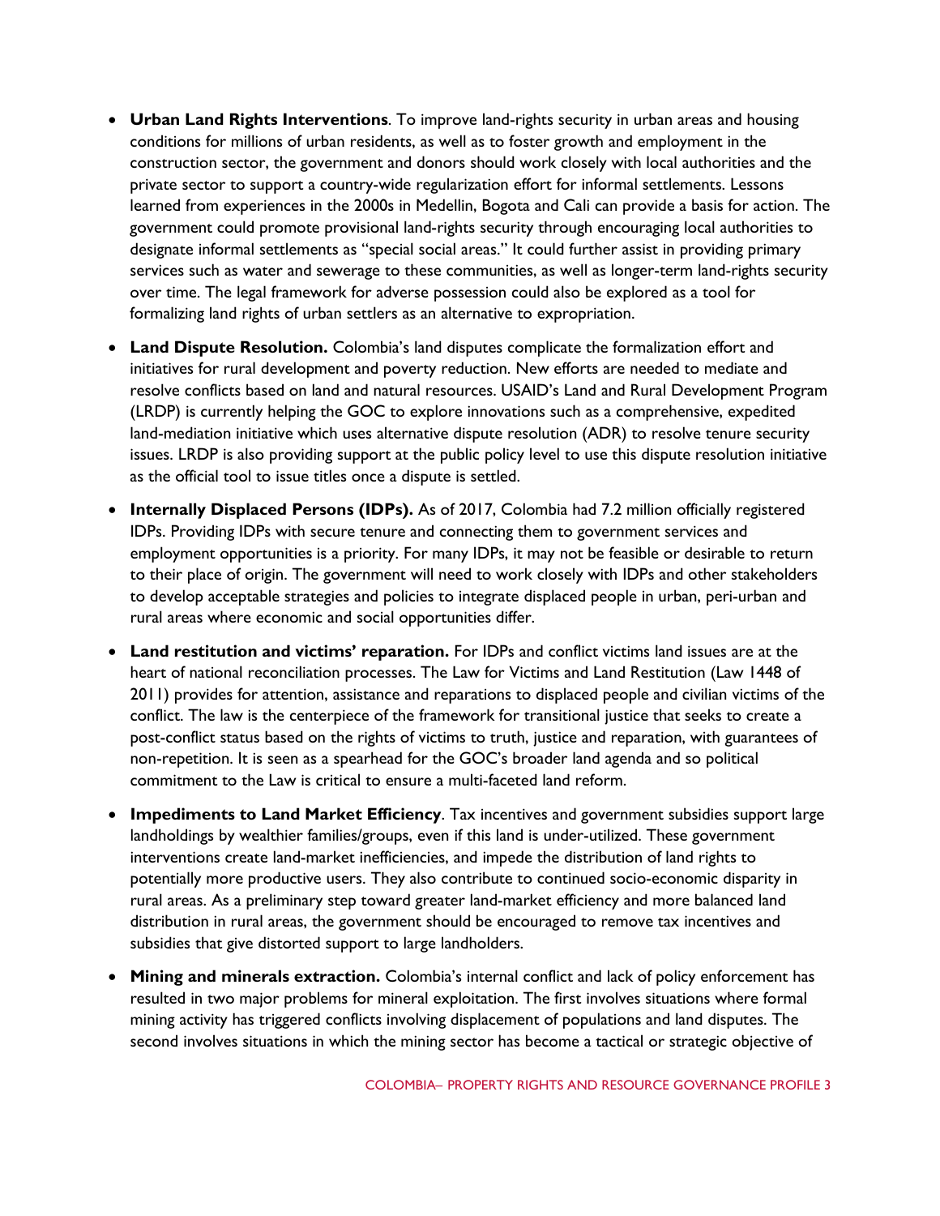- **Urban Land Rights Interventions**. To improve land-rights security in urban areas and housing conditions for millions of urban residents, as well as to foster growth and employment in the construction sector, the government and donors should work closely with local authorities and the private sector to support a country-wide regularization effort for informal settlements. Lessons learned from experiences in the 2000s in Medellin, Bogota and Cali can provide a basis for action. The government could promote provisional land-rights security through encouraging local authorities to designate informal settlements as "special social areas." It could further assist in providing primary services such as water and sewerage to these communities, as well as longer-term land-rights security over time. The legal framework for adverse possession could also be explored as a tool for formalizing land rights of urban settlers as an alternative to expropriation.

- **Land Dispute Resolution.** Colombia's land disputes complicate the formalization effort and initiatives for rural development and poverty reduction. New efforts are needed to mediate and resolve conflicts based on land and natural resources. USAID's Land and Rural Development Program (LRDP) is currently helping the GOC to explore innovations such as a comprehensive, expedited land-mediation initiative which uses alternative dispute resolution (ADR) to resolve tenure security issues. LRDP is also providing support at the public policy level to use this dispute resolution initiative as the official tool to issue titles once a dispute is settled.

- **Internally Displaced Persons (IDPs).** As of 2017, Colombia had 7.2 million officially registered IDPs. Providing IDPs with secure tenure and connecting them to government services and employment opportunities is a priority. For many IDPs, it may not be feasible or desirable to return to their place of origin. The government will need to work closely with IDPs and other stakeholders to develop acceptable strategies and policies to integrate displaced people in urban, peri-urban and rural areas where economic and social opportunities differ.

- **Land restitution and victims' reparation.** For IDPs and conflict victims land issues are at the heart of national reconciliation processes. The Law for Victims and Land Restitution (Law 1448 of 2011) provides for attention, assistance and reparations to displaced people and civilian victims of the conflict. The law is the centerpiece of the framework for transitional justice that seeks to create a post-conflict status based on the rights of victims to truth, justice and reparation, with guarantees of non-repetition. It is seen as a spearhead for the GOC's broader land agenda and so political commitment to the Law is critical to ensure a multi-faceted land reform.

- **Impediments to Land Market Efficiency**. Tax incentives and government subsidies support large landholdings by wealthier families/groups, even if this land is under-utilized. These government interventions create land-market inefficiencies, and impede the distribution of land rights to potentially more productive users. They also contribute to continued socio-economic disparity in rural areas. As a preliminary step toward greater land-market efficiency and more balanced land distribution in rural areas, the government should be encouraged to remove tax incentives and subsidies that give distorted support to large landholders.

- **Mining and minerals extraction.** Colombia's internal conflict and lack of policy enforcement has resulted in two major problems for mineral exploitation. The first involves situations where formal mining activity has triggered conflicts involving displacement of populations and land disputes. The second involves situations in which the mining sector has become a tactical or strategic objective of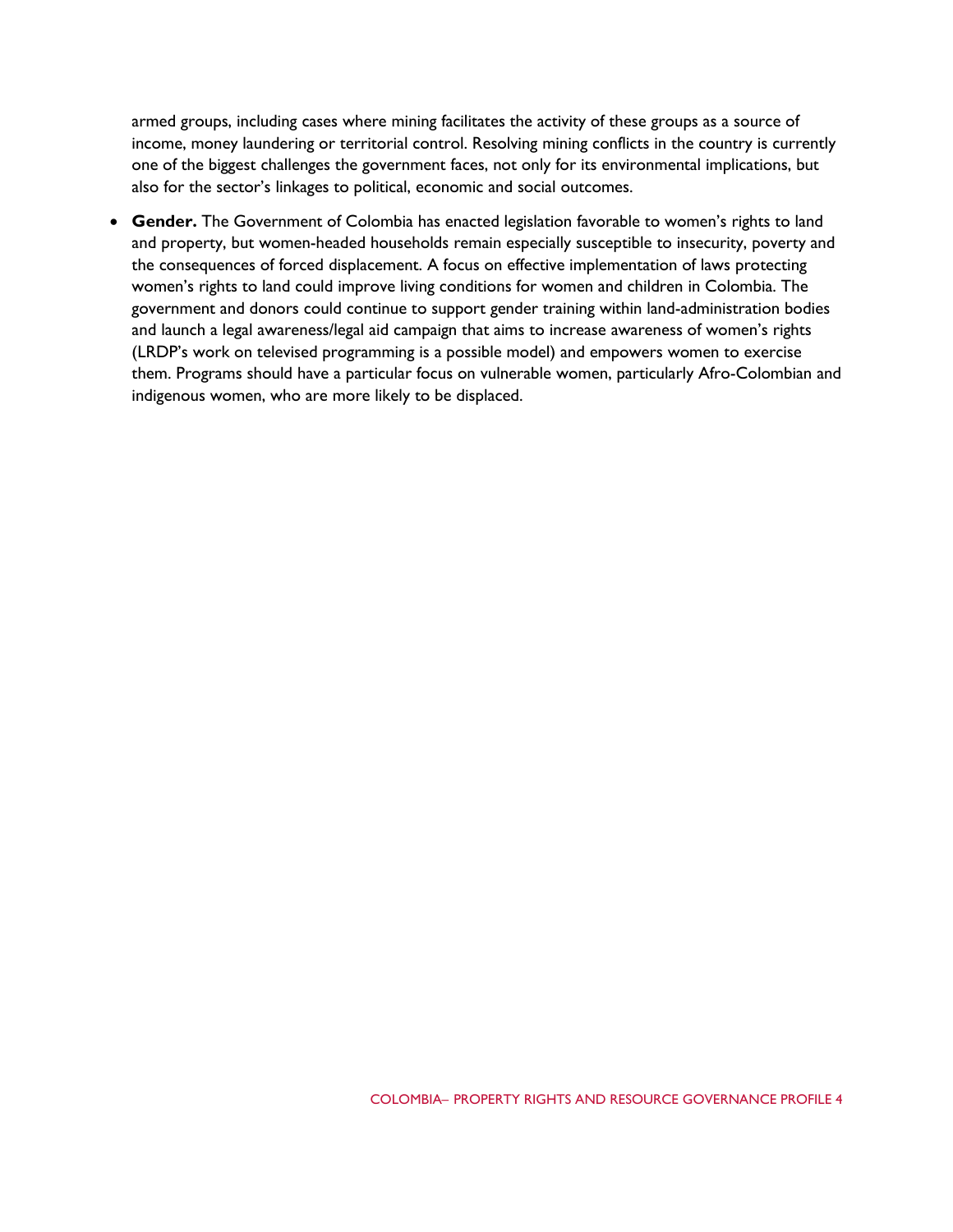armed groups, including cases where mining facilitates the activity of these groups as a source of income, money laundering or territorial control. Resolving mining conflicts in the country is currently one of the biggest challenges the government faces, not only for its environmental implications, but also for the sector's linkages to political, economic and social outcomes.

- **Gender.** The Government of Colombia has enacted legislation favorable to women's rights to land and property, but women-headed households remain especially susceptible to insecurity, poverty and the consequences of forced displacement. A focus on effective implementation of laws protecting women's rights to land could improve living conditions for women and children in Colombia. The government and donors could continue to support gender training within land-administration bodies and launch a legal awareness/legal aid campaign that aims to increase awareness of women's rights (LRDP's work on televised programming is a possible model) and empowers women to exercise them. Programs should have a particular focus on vulnerable women, particularly Afro-Colombian and indigenous women, who are more likely to be displaced.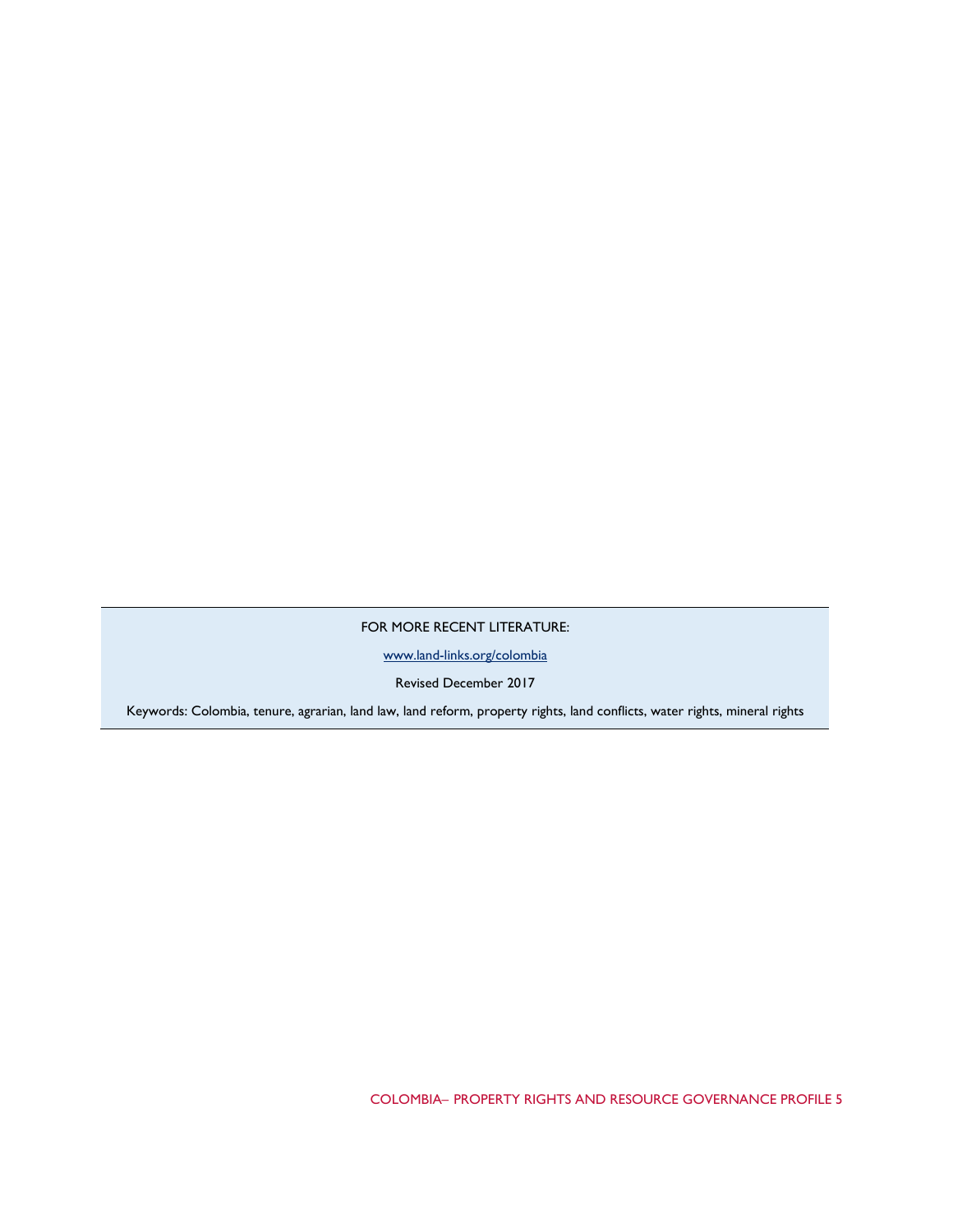FOR MORE RECENT LITERATURE:

[www.land-links.org/colombia](http://www.land-links.org/colombia)

Revised December 2017

Keywords: Colombia, tenure, agrarian, land law, land reform, property rights, land conflicts, water rights, mineral rights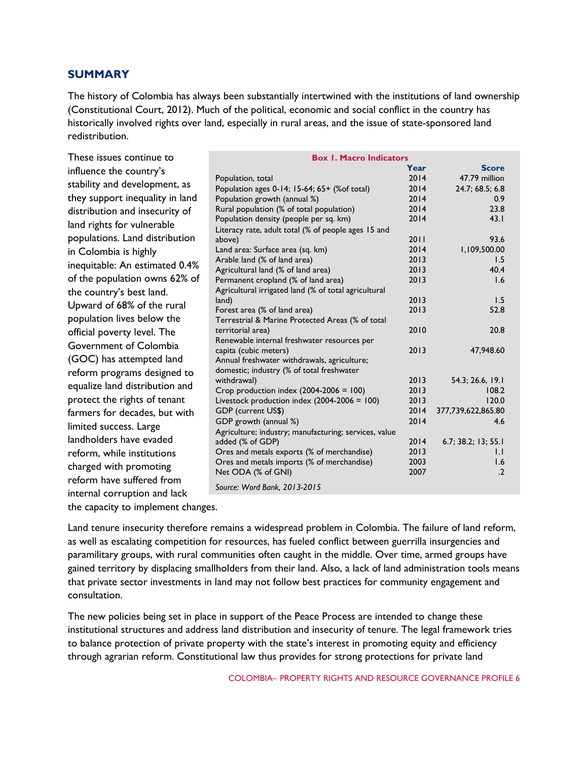## SUMMARY

The history of Colombia has always been substantially intertwined with the institutions of land ownership (Constitutional Court, 2012). Much of the political, economic and social conflict in the country has historically involved rights over land, especially in rural areas, and the issue of state-sponsored land redistribution.

These issues continue to influence the country's stability and development, as they support inequality in land distribution and insecurity of land rights for vulnerable populations. Land distribution in Colombia is highly inequitable: An estimated 0.4% of the population owns 62% of the country's best land. Upward of 68% of the rural population lives below the official poverty level. The Government of Colombia (GOC) has attempted land reform programs designed to equalize land distribution and protect the rights of tenant farmers for decades, but with limited success. Large landholders have evaded reform, while institutions charged with promoting reform have suffered from internal corruption and lack the capacity to implement changes.

**Box 1. Macro Indicators**

| | Year | Score |
|---|---|---|
| Population, total | 2014 | 47.79 million |
| Population ages 0-14; 15-64; 65+ (%of total) | 2014 | 24.7; 68.5; 6.8 |
| Population growth (annual %) | 2014 | 0.9 |
| Rural population (% of total population) | 2014 | 23.8 |
| Population density (people per sq. km) | 2014 | 43.1 |
| Literacy rate, adult total (% of people ages 15 and above) | 2011 | 93.6 |
| Land area: Surface area (sq. km) | 2014 | 1,109,500.00 |
| Arable land (% of land area) | 2013 | 1.5 |
| Agricultural land (% of land area) | 2013 | 40.4 |
| Permanent cropland (% of land area) | 2013 | 1.6 |
| Agricultural irrigated land (% of total agricultural land) | 2013 | 1.5 |
| Forest area (% of land area) | 2013 | 52.8 |
| Terrestrial & Marine Protected Areas (% of total territorial area) | 2010 | 20.8 |
| Renewable internal freshwater resources per capita (cubic meters) | 2013 | 47,948.60 |
| Annual freshwater withdrawals, agriculture; domestic; industry (% of total freshwater withdrawal) | 2013 | 54.3; 26.6, 19.1 |
| Crop production index (2004-2006 = 100) | 2013 | 108.2 |
| Livestock production index (2004-2006 = 100) | 2013 | 120.0 |
| GDP (current US$) | 2014 | 377,739,622,865.80 |
| GDP growth (annual %) | 2014 | 4.6 |
| Agriculture; industry; manufacturing; services, value added (% of GDP) | 2014 | 6.7; 38.2; 13; 55.1 |
| Ores and metals exports (% of merchandise) | 2013 | 1.1 |
| Ores and metals imports (% of merchandise) | 2003 | 1.6 |
| Net ODA (% of GNI) | 2007 | .2 |

*Source: Word Bank, 2013-2015*

Land tenure insecurity therefore remains a widespread problem in Colombia. The failure of land reform, as well as escalating competition for resources, has fueled conflict between guerrilla insurgencies and paramilitary groups, with rural communities often caught in the middle. Over time, armed groups have gained territory by displacing smallholders from their land. Also, a lack of land administration tools means that private sector investments in land may not follow best practices for community engagement and consultation.

The new policies being set in place in support of the Peace Process are intended to change these institutional structures and address land distribution and insecurity of tenure. The legal framework tries to balance protection of private property with the state's interest in promoting equity and efficiency through agrarian reform. Constitutional law thus provides for strong protections for private land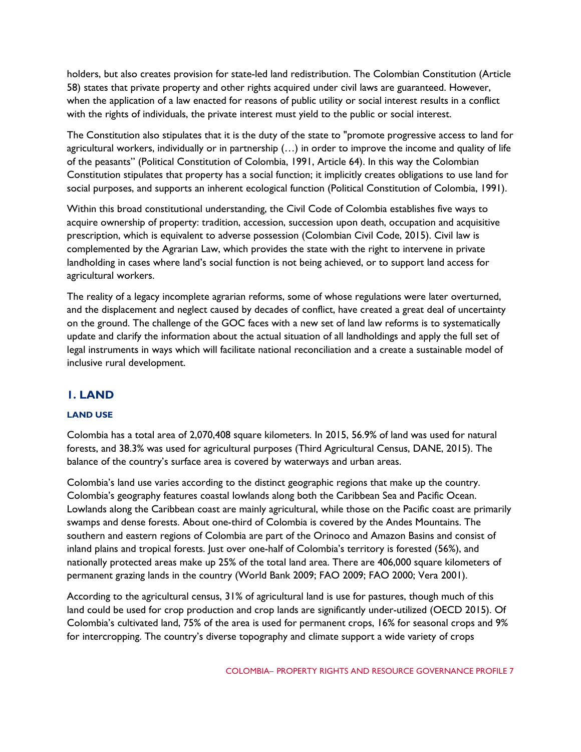holders, but also creates provision for state-led land redistribution. The Colombian Constitution (Article 58) states that private property and other rights acquired under civil laws are guaranteed. However, when the application of a law enacted for reasons of public utility or social interest results in a conflict with the rights of individuals, the private interest must yield to the public or social interest.

The Constitution also stipulates that it is the duty of the state to "promote progressive access to land for agricultural workers, individually or in partnership (…) in order to improve the income and quality of life of the peasants" (Political Constitution of Colombia, 1991, Article 64). In this way the Colombian Constitution stipulates that property has a social function; it implicitly creates obligations to use land for social purposes, and supports an inherent ecological function (Political Constitution of Colombia, 1991).

Within this broad constitutional understanding, the Civil Code of Colombia establishes five ways to acquire ownership of property: tradition, accession, succession upon death, occupation and acquisitive prescription, which is equivalent to adverse possession (Colombian Civil Code, 2015). Civil law is complemented by the Agrarian Law, which provides the state with the right to intervene in private landholding in cases where land's social function is not being achieved, or to support land access for agricultural workers.

The reality of a legacy incomplete agrarian reforms, some of whose regulations were later overturned, and the displacement and neglect caused by decades of conflict, have created a great deal of uncertainty on the ground. The challenge of the GOC faces with a new set of land law reforms is to systematically update and clarify the information about the actual situation of all landholdings and apply the full set of legal instruments in ways which will facilitate national reconciliation and a create a sustainable model of inclusive rural development.

## 1. LAND

### LAND USE

Colombia has a total area of 2,070,408 square kilometers. In 2015, 56.9% of land was used for natural forests, and 38.3% was used for agricultural purposes (Third Agricultural Census, DANE, 2015). The balance of the country's surface area is covered by waterways and urban areas.

Colombia's land use varies according to the distinct geographic regions that make up the country. Colombia's geography features coastal lowlands along both the Caribbean Sea and Pacific Ocean. Lowlands along the Caribbean coast are mainly agricultural, while those on the Pacific coast are primarily swamps and dense forests. About one-third of Colombia is covered by the Andes Mountains. The southern and eastern regions of Colombia are part of the Orinoco and Amazon Basins and consist of inland plains and tropical forests. Just over one-half of Colombia's territory is forested (56%), and nationally protected areas make up 25% of the total land area. There are 406,000 square kilometers of permanent grazing lands in the country (World Bank 2009; FAO 2009; FAO 2000; Vera 2001).

According to the agricultural census, 31% of agricultural land is use for pastures, though much of this land could be used for crop production and crop lands are significantly under-utilized (OECD 2015). Of Colombia's cultivated land, 75% of the area is used for permanent crops, 16% for seasonal crops and 9% for intercropping. The country's diverse topography and climate support a wide variety of crops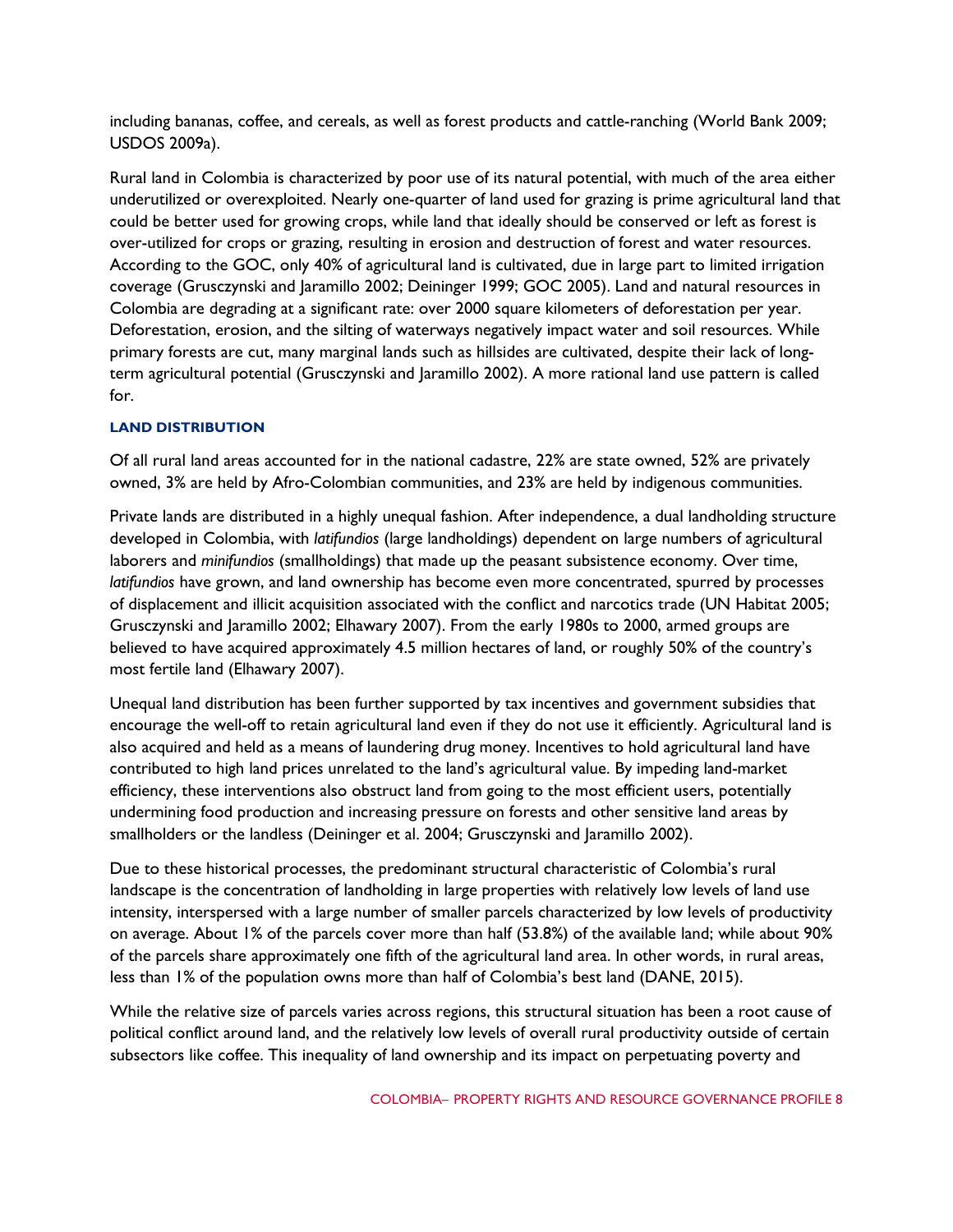including bananas, coffee, and cereals, as well as forest products and cattle-ranching (World Bank 2009; USDOS 2009a).

Rural land in Colombia is characterized by poor use of its natural potential, with much of the area either underutilized or overexploited. Nearly one-quarter of land used for grazing is prime agricultural land that could be better used for growing crops, while land that ideally should be conserved or left as forest is over-utilized for crops or grazing, resulting in erosion and destruction of forest and water resources. According to the GOC, only 40% of agricultural land is cultivated, due in large part to limited irrigation coverage (Grusczynski and Jaramillo 2002; Deininger 1999; GOC 2005). Land and natural resources in Colombia are degrading at a significant rate: over 2000 square kilometers of deforestation per year. Deforestation, erosion, and the silting of waterways negatively impact water and soil resources. While primary forests are cut, many marginal lands such as hillsides are cultivated, despite their lack of long-term agricultural potential (Grusczynski and Jaramillo 2002). A more rational land use pattern is called for.

### LAND DISTRIBUTION

Of all rural land areas accounted for in the national cadastre, 22% are state owned, 52% are privately owned, 3% are held by Afro-Colombian communities, and 23% are held by indigenous communities.

Private lands are distributed in a highly unequal fashion. After independence, a dual landholding structure developed in Colombia, with *latifundios* (large landholdings) dependent on large numbers of agricultural laborers and *minifundios* (smallholdings) that made up the peasant subsistence economy. Over time, *latifundios* have grown, and land ownership has become even more concentrated, spurred by processes of displacement and illicit acquisition associated with the conflict and narcotics trade (UN Habitat 2005; Grusczynski and Jaramillo 2002; Elhawary 2007). From the early 1980s to 2000, armed groups are believed to have acquired approximately 4.5 million hectares of land, or roughly 50% of the country's most fertile land (Elhawary 2007).

Unequal land distribution has been further supported by tax incentives and government subsidies that encourage the well-off to retain agricultural land even if they do not use it efficiently. Agricultural land is also acquired and held as a means of laundering drug money. Incentives to hold agricultural land have contributed to high land prices unrelated to the land's agricultural value. By impeding land-market efficiency, these interventions also obstruct land from going to the most efficient users, potentially undermining food production and increasing pressure on forests and other sensitive land areas by smallholders or the landless (Deininger et al. 2004; Grusczynski and Jaramillo 2002).

Due to these historical processes, the predominant structural characteristic of Colombia's rural landscape is the concentration of landholding in large properties with relatively low levels of land use intensity, interspersed with a large number of smaller parcels characterized by low levels of productivity on average. About 1% of the parcels cover more than half (53.8%) of the available land; while about 90% of the parcels share approximately one fifth of the agricultural land area. In other words, in rural areas, less than 1% of the population owns more than half of Colombia's best land (DANE, 2015).

While the relative size of parcels varies across regions, this structural situation has been a root cause of political conflict around land, and the relatively low levels of overall rural productivity outside of certain subsectors like coffee. This inequality of land ownership and its impact on perpetuating poverty and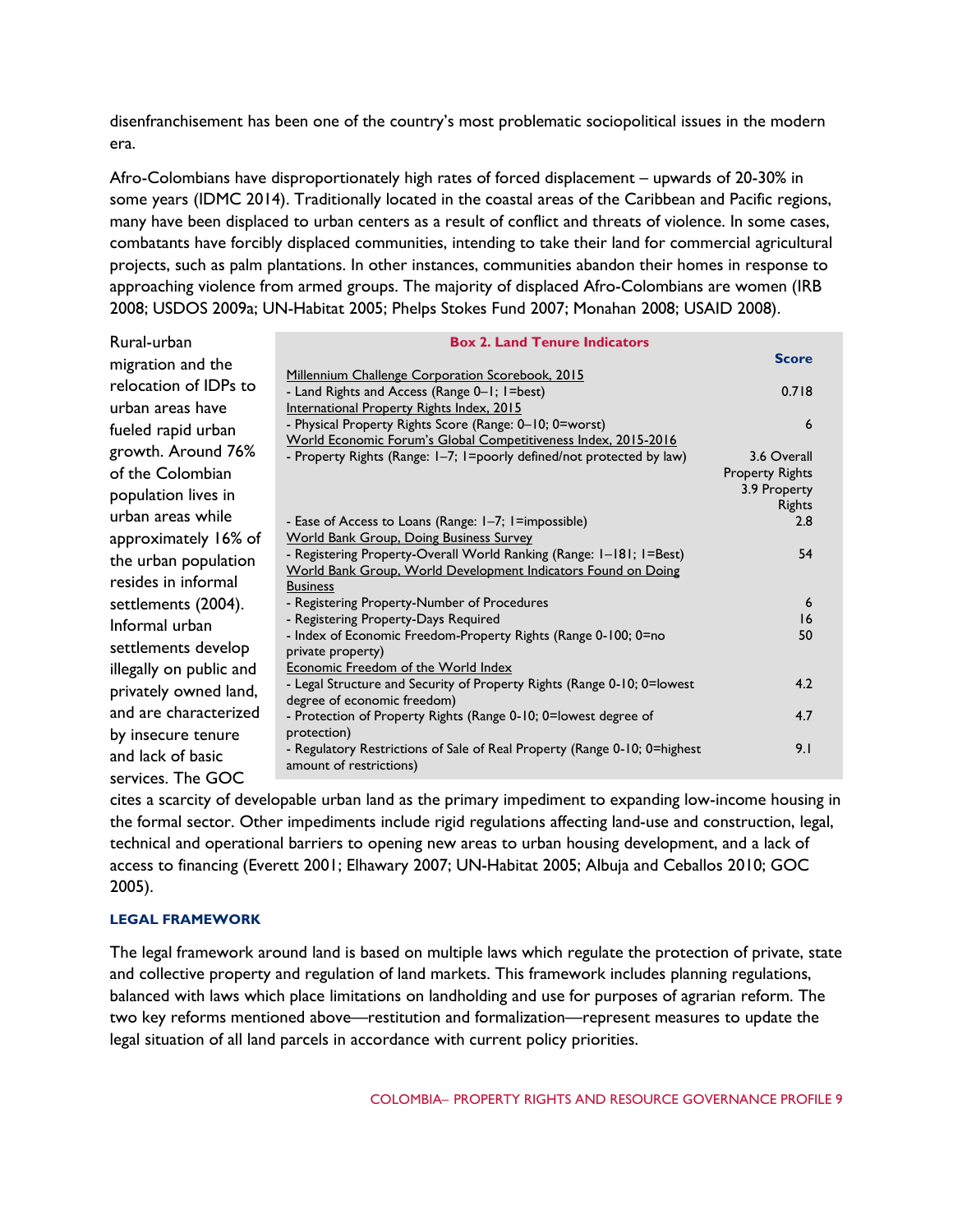disenfranchisement has been one of the country's most problematic sociopolitical issues in the modern era.

Afro-Colombians have disproportionately high rates of forced displacement – upwards of 20-30% in some years (IDMC 2014). Traditionally located in the coastal areas of the Caribbean and Pacific regions, many have been displaced to urban centers as a result of conflict and threats of violence. In some cases, combatants have forcibly displaced communities, intending to take their land for commercial agricultural projects, such as palm plantations. In other instances, communities abandon their homes in response to approaching violence from armed groups. The majority of displaced Afro-Colombians are women (IRB 2008; USDOS 2009a; UN-Habitat 2005; Phelps Stokes Fund 2007; Monahan 2008; USAID 2008).

Rural-urban migration and the relocation of IDPs to urban areas have fueled rapid urban growth. Around 76% of the Colombian population lives in urban areas while approximately 16% of the urban population resides in informal settlements (2004). Informal urban settlements develop illegally on public and privately owned land, and are characterized by insecure tenure and lack of basic services. The GOC cites a scarcity of developable urban land as the primary impediment to expanding low-income housing in the formal sector. Other impediments include rigid regulations affecting land-use and construction, legal, technical and operational barriers to opening new areas to urban housing development, and a lack of access to financing (Everett 2001; Elhawary 2007; UN-Habitat 2005; Albuja and Ceballos 2010; GOC 2005).

**Box 2. Land Tenure Indicators**

| | Score |
|---|---|
| Millennium Challenge Corporation Scorebook, 2015 | |
| - Land Rights and Access (Range 0–1; 1=best) | 0.718 |
| International Property Rights Index, 2015 | |
| - Physical Property Rights Score (Range: 0–10; 0=worst) | 6 |
| World Economic Forum's Global Competitiveness Index, 2015-2016 | |
| - Property Rights (Range: 1–7; 1=poorly defined/not protected by law) | 3.6 Overall Property Rights<br>3.9 Property Rights |
| - Ease of Access to Loans (Range: 1–7; 1=impossible) | 2.8 |
| World Bank Group, Doing Business Survey | |
| - Registering Property-Overall World Ranking (Range: 1–181; 1=Best) | 54 |
| World Bank Group, World Development Indicators Found on Doing Business | |
| - Registering Property-Number of Procedures | 6 |
| - Registering Property-Days Required | 16 |
| - Index of Economic Freedom-Property Rights (Range 0-100; 0=no private property) | 50 |
| Economic Freedom of the World Index | |
| - Legal Structure and Security of Property Rights (Range 0-10; 0=lowest degree of economic freedom) | 4.2 |
| - Protection of Property Rights (Range 0-10; 0=lowest degree of protection) | 4.7 |
| - Regulatory Restrictions of Sale of Real Property (Range 0-10; 0=highest amount of restrictions) | 9.1 |

### LEGAL FRAMEWORK

The legal framework around land is based on multiple laws which regulate the protection of private, state and collective property and regulation of land markets. This framework includes planning regulations, balanced with laws which place limitations on landholding and use for purposes of agrarian reform. The two key reforms mentioned above—restitution and formalization—represent measures to update the legal situation of all land parcels in accordance with current policy priorities.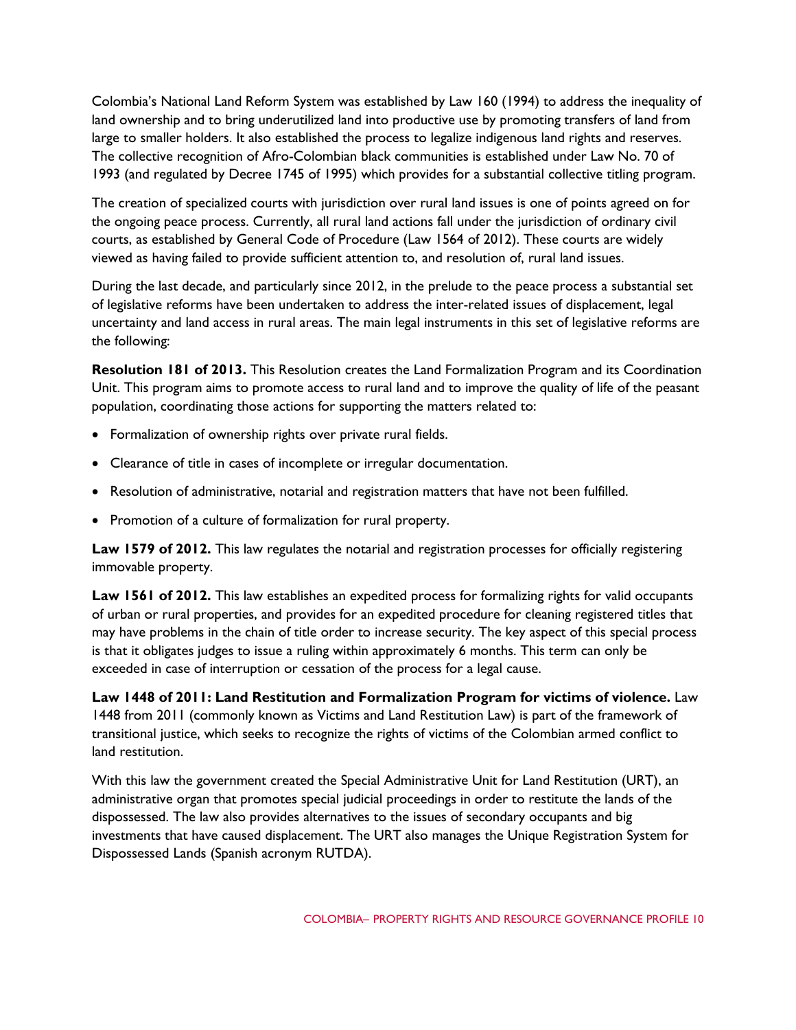Colombia's National Land Reform System was established by Law 160 (1994) to address the inequality of land ownership and to bring underutilized land into productive use by promoting transfers of land from large to smaller holders. It also established the process to legalize indigenous land rights and reserves. The collective recognition of Afro-Colombian black communities is established under Law No. 70 of 1993 (and regulated by Decree 1745 of 1995) which provides for a substantial collective titling program.

The creation of specialized courts with jurisdiction over rural land issues is one of points agreed on for the ongoing peace process. Currently, all rural land actions fall under the jurisdiction of ordinary civil courts, as established by General Code of Procedure (Law 1564 of 2012). These courts are widely viewed as having failed to provide sufficient attention to, and resolution of, rural land issues.

During the last decade, and particularly since 2012, in the prelude to the peace process a substantial set of legislative reforms have been undertaken to address the inter-related issues of displacement, legal uncertainty and land access in rural areas. The main legal instruments in this set of legislative reforms are the following:

**Resolution 181 of 2013.** This Resolution creates the Land Formalization Program and its Coordination Unit. This program aims to promote access to rural land and to improve the quality of life of the peasant population, coordinating those actions for supporting the matters related to:

- Formalization of ownership rights over private rural fields.
- Clearance of title in cases of incomplete or irregular documentation.
- Resolution of administrative, notarial and registration matters that have not been fulfilled.
- Promotion of a culture of formalization for rural property.

**Law 1579 of 2012.** This law regulates the notarial and registration processes for officially registering immovable property.

**Law 1561 of 2012.** This law establishes an expedited process for formalizing rights for valid occupants of urban or rural properties, and provides for an expedited procedure for cleaning registered titles that may have problems in the chain of title order to increase security. The key aspect of this special process is that it obligates judges to issue a ruling within approximately 6 months. This term can only be exceeded in case of interruption or cessation of the process for a legal cause.

**Law 1448 of 2011: Land Restitution and Formalization Program for victims of violence.** Law 1448 from 2011 (commonly known as Victims and Land Restitution Law) is part of the framework of transitional justice, which seeks to recognize the rights of victims of the Colombian armed conflict to land restitution.

With this law the government created the Special Administrative Unit for Land Restitution (URT), an administrative organ that promotes special judicial proceedings in order to restitute the lands of the dispossessed. The law also provides alternatives to the issues of secondary occupants and big investments that have caused displacement. The URT also manages the Unique Registration System for Dispossessed Lands (Spanish acronym RUTDA).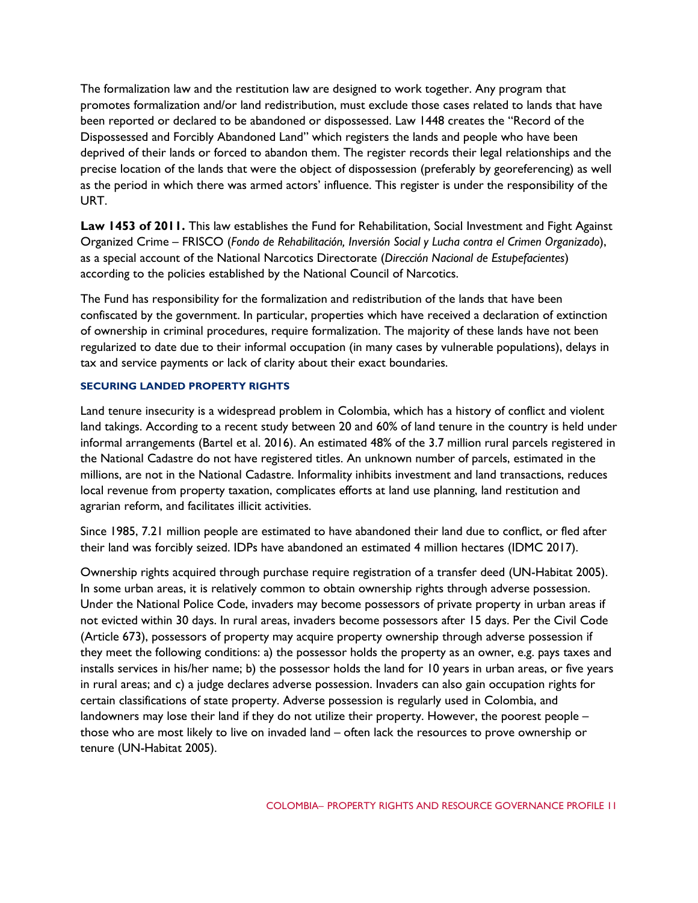The formalization law and the restitution law are designed to work together. Any program that promotes formalization and/or land redistribution, must exclude those cases related to lands that have been reported or declared to be abandoned or dispossessed. Law 1448 creates the "Record of the Dispossessed and Forcibly Abandoned Land" which registers the lands and people who have been deprived of their lands or forced to abandon them. The register records their legal relationships and the precise location of the lands that were the object of dispossession (preferably by georeferencing) as well as the period in which there was armed actors' influence. This register is under the responsibility of the URT.

**Law 1453 of 2011.** This law establishes the Fund for Rehabilitation, Social Investment and Fight Against Organized Crime – FRISCO (*Fondo de Rehabilitación, Inversión Social y Lucha contra el Crimen Organizado*), as a special account of the National Narcotics Directorate (*Dirección Nacional de Estupefacientes*) according to the policies established by the National Council of Narcotics.

The Fund has responsibility for the formalization and redistribution of the lands that have been confiscated by the government. In particular, properties which have received a declaration of extinction of ownership in criminal procedures, require formalization. The majority of these lands have not been regularized to date due to their informal occupation (in many cases by vulnerable populations), delays in tax and service payments or lack of clarity about their exact boundaries.

#### SECURING LANDED PROPERTY RIGHTS

Land tenure insecurity is a widespread problem in Colombia, which has a history of conflict and violent land takings. According to a recent study between 20 and 60% of land tenure in the country is held under informal arrangements (Bartel et al. 2016). An estimated 48% of the 3.7 million rural parcels registered in the National Cadastre do not have registered titles. An unknown number of parcels, estimated in the millions, are not in the National Cadastre. Informality inhibits investment and land transactions, reduces local revenue from property taxation, complicates efforts at land use planning, land restitution and agrarian reform, and facilitates illicit activities.

Since 1985, 7.21 million people are estimated to have abandoned their land due to conflict, or fled after their land was forcibly seized. IDPs have abandoned an estimated 4 million hectares (IDMC 2017).

Ownership rights acquired through purchase require registration of a transfer deed (UN-Habitat 2005). In some urban areas, it is relatively common to obtain ownership rights through adverse possession. Under the National Police Code, invaders may become possessors of private property in urban areas if not evicted within 30 days. In rural areas, invaders become possessors after 15 days. Per the Civil Code (Article 673), possessors of property may acquire property ownership through adverse possession if they meet the following conditions: a) the possessor holds the property as an owner, e.g. pays taxes and installs services in his/her name; b) the possessor holds the land for 10 years in urban areas, or five years in rural areas; and c) a judge declares adverse possession. Invaders can also gain occupation rights for certain classifications of state property. Adverse possession is regularly used in Colombia, and landowners may lose their land if they do not utilize their property. However, the poorest people – those who are most likely to live on invaded land – often lack the resources to prove ownership or tenure (UN-Habitat 2005).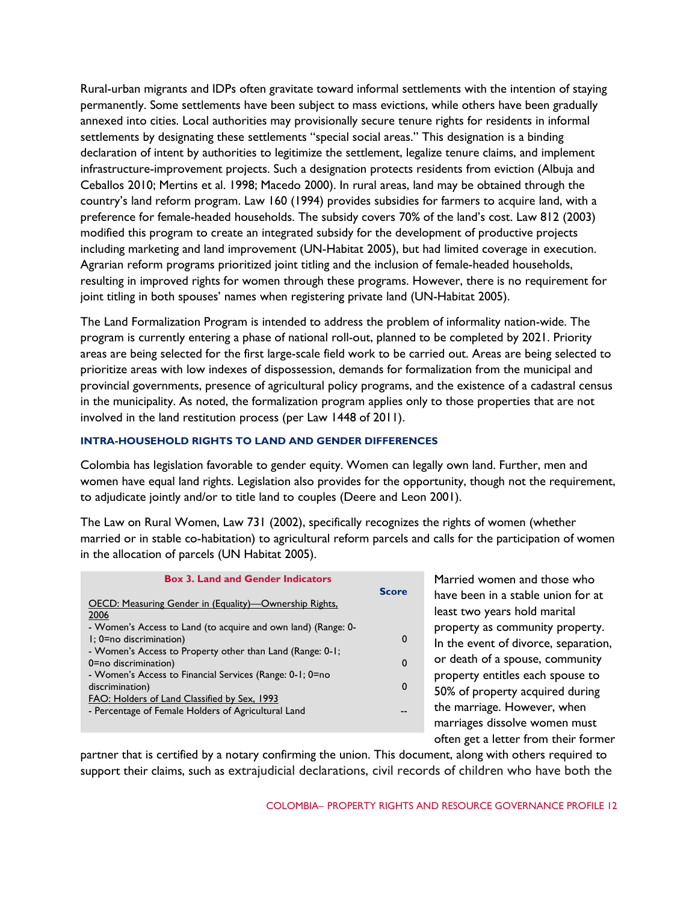Rural-urban migrants and IDPs often gravitate toward informal settlements with the intention of staying permanently. Some settlements have been subject to mass evictions, while others have been gradually annexed into cities. Local authorities may provisionally secure tenure rights for residents in informal settlements by designating these settlements "special social areas." This designation is a binding declaration of intent by authorities to legitimize the settlement, legalize tenure claims, and implement infrastructure-improvement projects. Such a designation protects residents from eviction (Albuja and Ceballos 2010; Mertins et al. 1998; Macedo 2000). In rural areas, land may be obtained through the country's land reform program. Law 160 (1994) provides subsidies for farmers to acquire land, with a preference for female-headed households. The subsidy covers 70% of the land's cost. Law 812 (2003) modified this program to create an integrated subsidy for the development of productive projects including marketing and land improvement (UN-Habitat 2005), but had limited coverage in execution. Agrarian reform programs prioritized joint titling and the inclusion of female-headed households, resulting in improved rights for women through these programs. However, there is no requirement for joint titling in both spouses' names when registering private land (UN-Habitat 2005).

The Land Formalization Program is intended to address the problem of informality nation-wide. The program is currently entering a phase of national roll-out, planned to be completed by 2021. Priority areas are being selected for the first large-scale field work to be carried out. Areas are being selected to prioritize areas with low indexes of dispossession, demands for formalization from the municipal and provincial governments, presence of agricultural policy programs, and the existence of a cadastral census in the municipality. As noted, the formalization program applies only to those properties that are not involved in the land restitution process (per Law 1448 of 2011).

### INTRA-HOUSEHOLD RIGHTS TO LAND AND GENDER DIFFERENCES

Colombia has legislation favorable to gender equity. Women can legally own land. Further, men and women have equal land rights. Legislation also provides for the opportunity, though not the requirement, to adjudicate jointly and/or to title land to couples (Deere and Leon 2001).

The Law on Rural Women, Law 731 (2002), specifically recognizes the rights of women (whether married or in stable co-habitation) to agricultural reform parcels and calls for the participation of women in the allocation of parcels (UN Habitat 2005).

**Box 3. Land and Gender Indicators**

| | Score |
|---|---|
| OECD: Measuring Gender in (Equality)—Ownership Rights, 2006 | |
| - Women's Access to Land (to acquire and own land) (Range: 0-1; 0=no discrimination) | 0 |
| - Women's Access to Property other than Land (Range: 0-1; 0=no discrimination) | 0 |
| - Women's Access to Financial Services (Range: 0-1; 0=no discrimination) | 0 |
| FAO: Holders of Land Classified by Sex, 1993 | |
| - Percentage of Female Holders of Agricultural Land | -- |

Married women and those who have been in a stable union for at least two years hold marital property as community property. In the event of divorce, separation, or death of a spouse, community property entitles each spouse to 50% of property acquired during the marriage. However, when marriages dissolve women must often get a letter from their former partner that is certified by a notary confirming the union. This document, along with others required to support their claims, such as extrajudicial declarations, civil records of children who have both the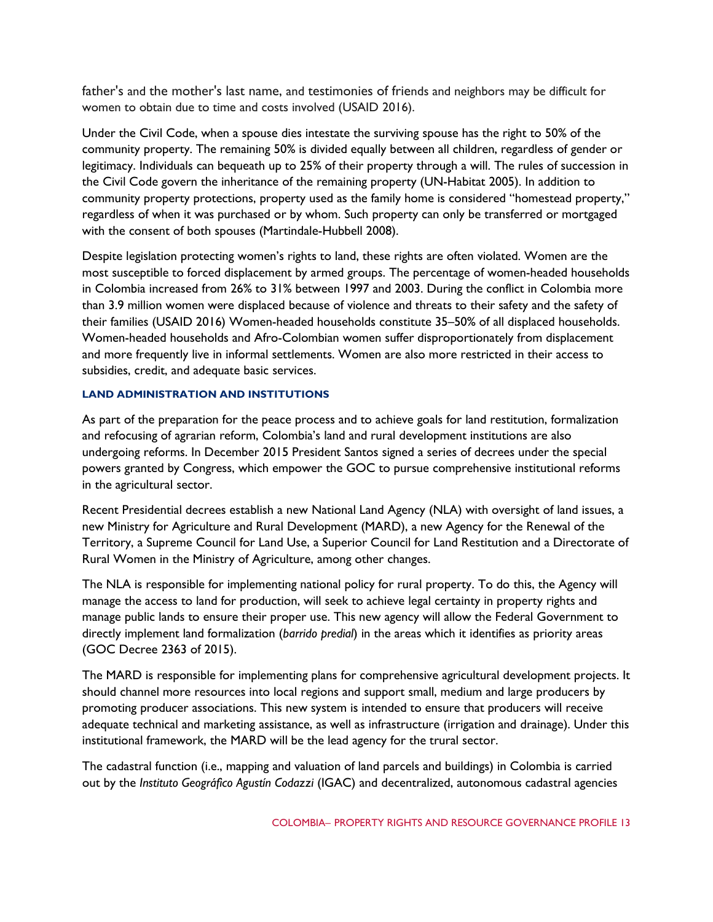father's and the mother's last name, and testimonies of friends and neighbors may be difficult for women to obtain due to time and costs involved (USAID 2016).

Under the Civil Code, when a spouse dies intestate the surviving spouse has the right to 50% of the community property. The remaining 50% is divided equally between all children, regardless of gender or legitimacy. Individuals can bequeath up to 25% of their property through a will. The rules of succession in the Civil Code govern the inheritance of the remaining property (UN-Habitat 2005). In addition to community property protections, property used as the family home is considered "homestead property," regardless of when it was purchased or by whom. Such property can only be transferred or mortgaged with the consent of both spouses (Martindale-Hubbell 2008).

Despite legislation protecting women's rights to land, these rights are often violated. Women are the most susceptible to forced displacement by armed groups. The percentage of women-headed households in Colombia increased from 26% to 31% between 1997 and 2003. During the conflict in Colombia more than 3.9 million women were displaced because of violence and threats to their safety and the safety of their families (USAID 2016) Women-headed households constitute 35–50% of all displaced households. Women-headed households and Afro-Colombian women suffer disproportionately from displacement and more frequently live in informal settlements. Women are also more restricted in their access to subsidies, credit, and adequate basic services.

### LAND ADMINISTRATION AND INSTITUTIONS

As part of the preparation for the peace process and to achieve goals for land restitution, formalization and refocusing of agrarian reform, Colombia's land and rural development institutions are also undergoing reforms. In December 2015 President Santos signed a series of decrees under the special powers granted by Congress, which empower the GOC to pursue comprehensive institutional reforms in the agricultural sector.

Recent Presidential decrees establish a new National Land Agency (NLA) with oversight of land issues, a new Ministry for Agriculture and Rural Development (MARD), a new Agency for the Renewal of the Territory, a Supreme Council for Land Use, a Superior Council for Land Restitution and a Directorate of Rural Women in the Ministry of Agriculture, among other changes.

The NLA is responsible for implementing national policy for rural property. To do this, the Agency will manage the access to land for production, will seek to achieve legal certainty in property rights and manage public lands to ensure their proper use. This new agency will allow the Federal Government to directly implement land formalization (*barrido predial*) in the areas which it identifies as priority areas (GOC Decree 2363 of 2015).

The MARD is responsible for implementing plans for comprehensive agricultural development projects. It should channel more resources into local regions and support small, medium and large producers by promoting producer associations. This new system is intended to ensure that producers will receive adequate technical and marketing assistance, as well as infrastructure (irrigation and drainage). Under this institutional framework, the MARD will be the lead agency for the trural sector.

The cadastral function (i.e., mapping and valuation of land parcels and buildings) in Colombia is carried out by the *Instituto Geográfico Agustín Codazzi* (IGAC) and decentralized, autonomous cadastral agencies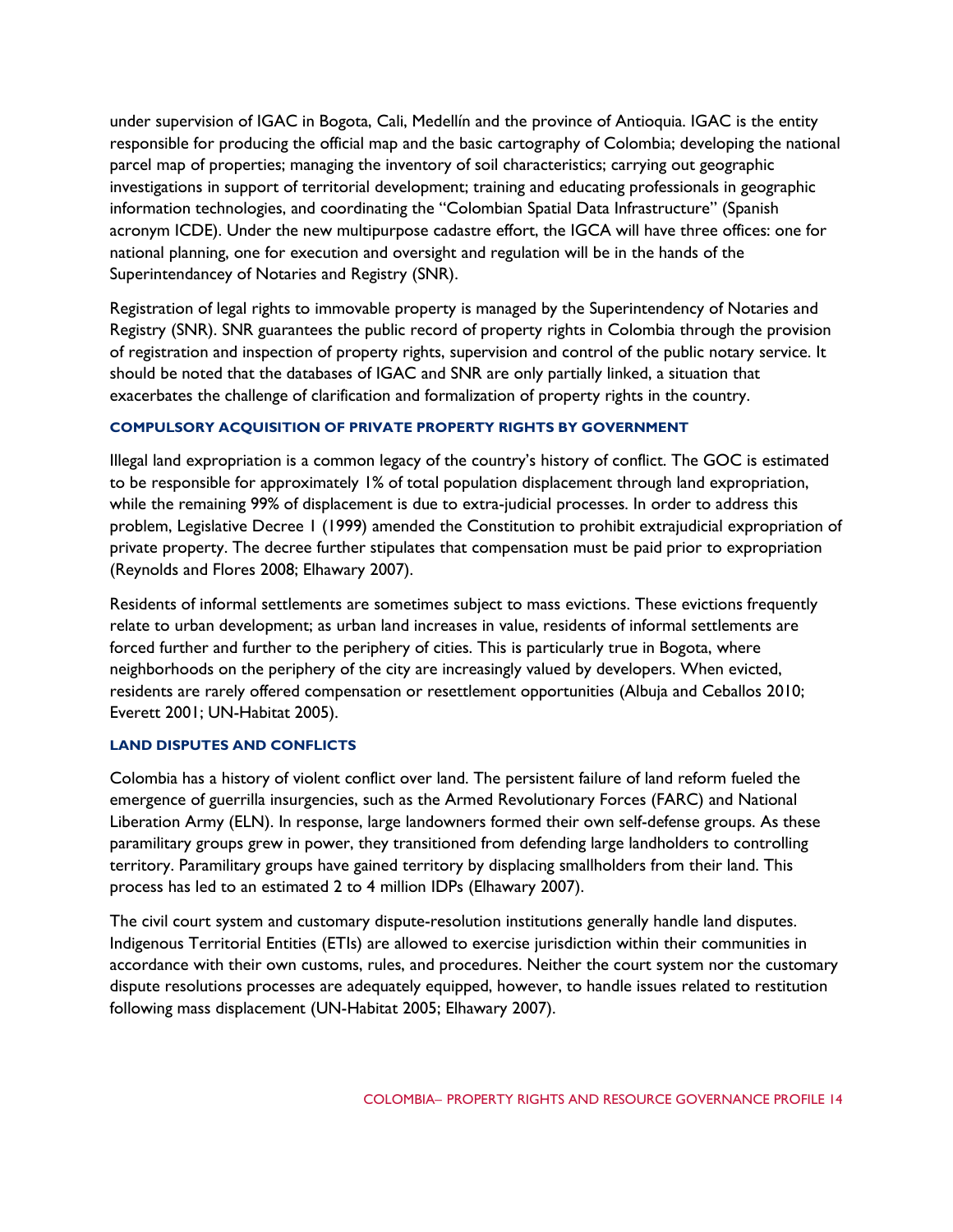under supervision of IGAC in Bogota, Cali, Medellín and the province of Antioquia. IGAC is the entity responsible for producing the official map and the basic cartography of Colombia; developing the national parcel map of properties; managing the inventory of soil characteristics; carrying out geographic investigations in support of territorial development; training and educating professionals in geographic information technologies, and coordinating the "Colombian Spatial Data Infrastructure" (Spanish acronym ICDE). Under the new multipurpose cadastre effort, the IGCA will have three offices: one for national planning, one for execution and oversight and regulation will be in the hands of the Superintendancey of Notaries and Registry (SNR).

Registration of legal rights to immovable property is managed by the Superintendency of Notaries and Registry (SNR). SNR guarantees the public record of property rights in Colombia through the provision of registration and inspection of property rights, supervision and control of the public notary service. It should be noted that the databases of IGAC and SNR are only partially linked, a situation that exacerbates the challenge of clarification and formalization of property rights in the country.

### COMPULSORY ACQUISITION OF PRIVATE PROPERTY RIGHTS BY GOVERNMENT

Illegal land expropriation is a common legacy of the country's history of conflict. The GOC is estimated to be responsible for approximately 1% of total population displacement through land expropriation, while the remaining 99% of displacement is due to extra-judicial processes. In order to address this problem, Legislative Decree 1 (1999) amended the Constitution to prohibit extrajudicial expropriation of private property. The decree further stipulates that compensation must be paid prior to expropriation (Reynolds and Flores 2008; Elhawary 2007).

Residents of informal settlements are sometimes subject to mass evictions. These evictions frequently relate to urban development; as urban land increases in value, residents of informal settlements are forced further and further to the periphery of cities. This is particularly true in Bogota, where neighborhoods on the periphery of the city are increasingly valued by developers. When evicted, residents are rarely offered compensation or resettlement opportunities (Albuja and Ceballos 2010; Everett 2001; UN-Habitat 2005).

### LAND DISPUTES AND CONFLICTS

Colombia has a history of violent conflict over land. The persistent failure of land reform fueled the emergence of guerrilla insurgencies, such as the Armed Revolutionary Forces (FARC) and National Liberation Army (ELN). In response, large landowners formed their own self-defense groups. As these paramilitary groups grew in power, they transitioned from defending large landholders to controlling territory. Paramilitary groups have gained territory by displacing smallholders from their land. This process has led to an estimated 2 to 4 million IDPs (Elhawary 2007).

The civil court system and customary dispute-resolution institutions generally handle land disputes. Indigenous Territorial Entities (ETIs) are allowed to exercise jurisdiction within their communities in accordance with their own customs, rules, and procedures. Neither the court system nor the customary dispute resolutions processes are adequately equipped, however, to handle issues related to restitution following mass displacement (UN-Habitat 2005; Elhawary 2007).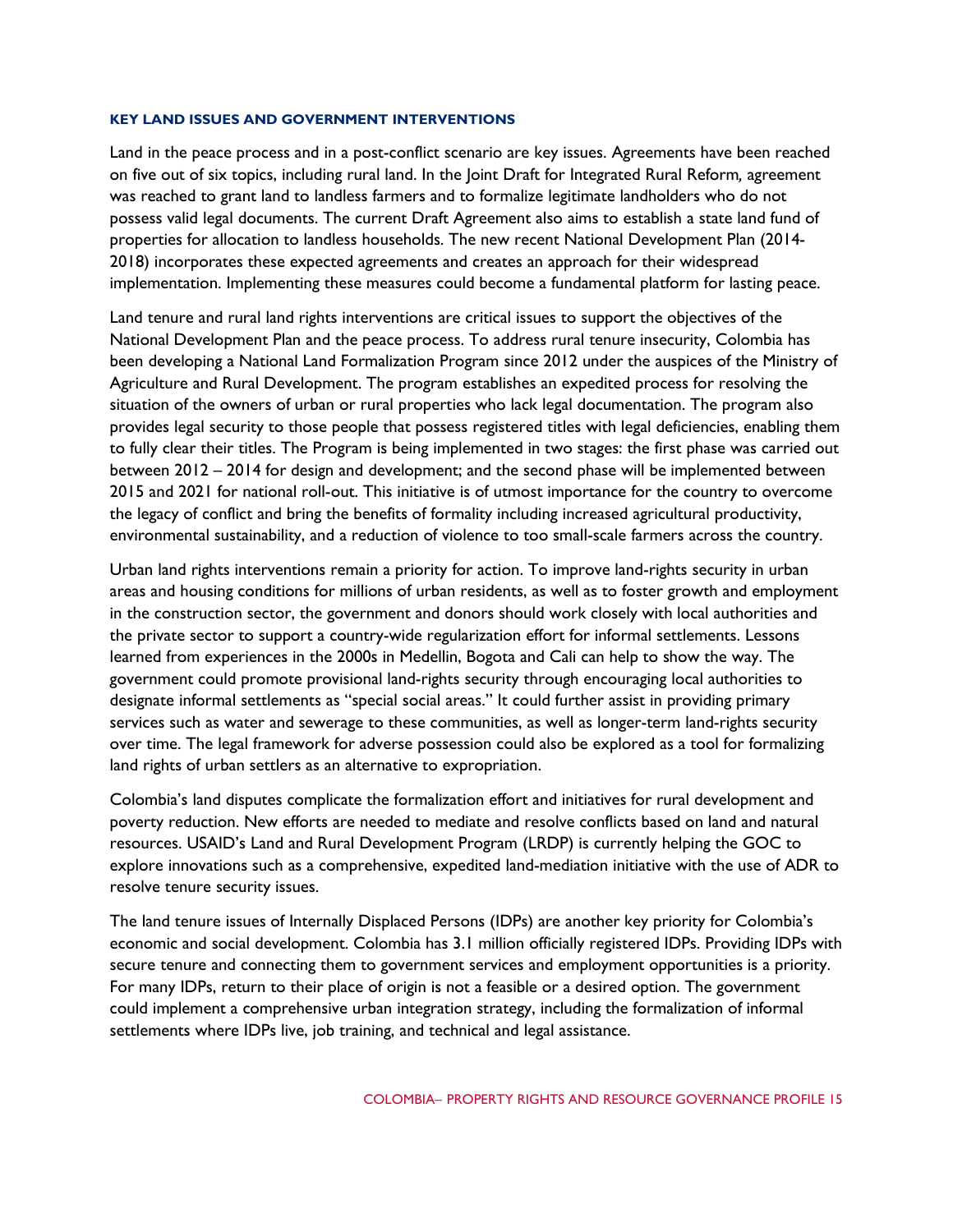### KEY LAND ISSUES AND GOVERNMENT INTERVENTIONS

Land in the peace process and in a post-conflict scenario are key issues. Agreements have been reached on five out of six topics, including rural land. In the Joint Draft for Integrated Rural Reform*,* agreement was reached to grant land to landless farmers and to formalize legitimate landholders who do not possess valid legal documents. The current Draft Agreement also aims to establish a state land fund of properties for allocation to landless households. The new recent National Development Plan (2014-2018) incorporates these expected agreements and creates an approach for their widespread implementation. Implementing these measures could become a fundamental platform for lasting peace.

Land tenure and rural land rights interventions are critical issues to support the objectives of the National Development Plan and the peace process. To address rural tenure insecurity, Colombia has been developing a National Land Formalization Program since 2012 under the auspices of the Ministry of Agriculture and Rural Development. The program establishes an expedited process for resolving the situation of the owners of urban or rural properties who lack legal documentation. The program also provides legal security to those people that possess registered titles with legal deficiencies, enabling them to fully clear their titles. The Program is being implemented in two stages: the first phase was carried out between 2012 – 2014 for design and development; and the second phase will be implemented between 2015 and 2021 for national roll-out. This initiative is of utmost importance for the country to overcome the legacy of conflict and bring the benefits of formality including increased agricultural productivity, environmental sustainability, and a reduction of violence to too small-scale farmers across the country.

Urban land rights interventions remain a priority for action. To improve land-rights security in urban areas and housing conditions for millions of urban residents, as well as to foster growth and employment in the construction sector, the government and donors should work closely with local authorities and the private sector to support a country-wide regularization effort for informal settlements. Lessons learned from experiences in the 2000s in Medellin, Bogota and Cali can help to show the way. The government could promote provisional land-rights security through encouraging local authorities to designate informal settlements as "special social areas." It could further assist in providing primary services such as water and sewerage to these communities, as well as longer-term land-rights security over time. The legal framework for adverse possession could also be explored as a tool for formalizing land rights of urban settlers as an alternative to expropriation.

Colombia's land disputes complicate the formalization effort and initiatives for rural development and poverty reduction. New efforts are needed to mediate and resolve conflicts based on land and natural resources. USAID's Land and Rural Development Program (LRDP) is currently helping the GOC to explore innovations such as a comprehensive, expedited land-mediation initiative with the use of ADR to resolve tenure security issues.

The land tenure issues of Internally Displaced Persons (IDPs) are another key priority for Colombia's economic and social development. Colombia has 3.1 million officially registered IDPs. Providing IDPs with secure tenure and connecting them to government services and employment opportunities is a priority. For many IDPs, return to their place of origin is not a feasible or a desired option. The government could implement a comprehensive urban integration strategy, including the formalization of informal settlements where IDPs live, job training, and technical and legal assistance.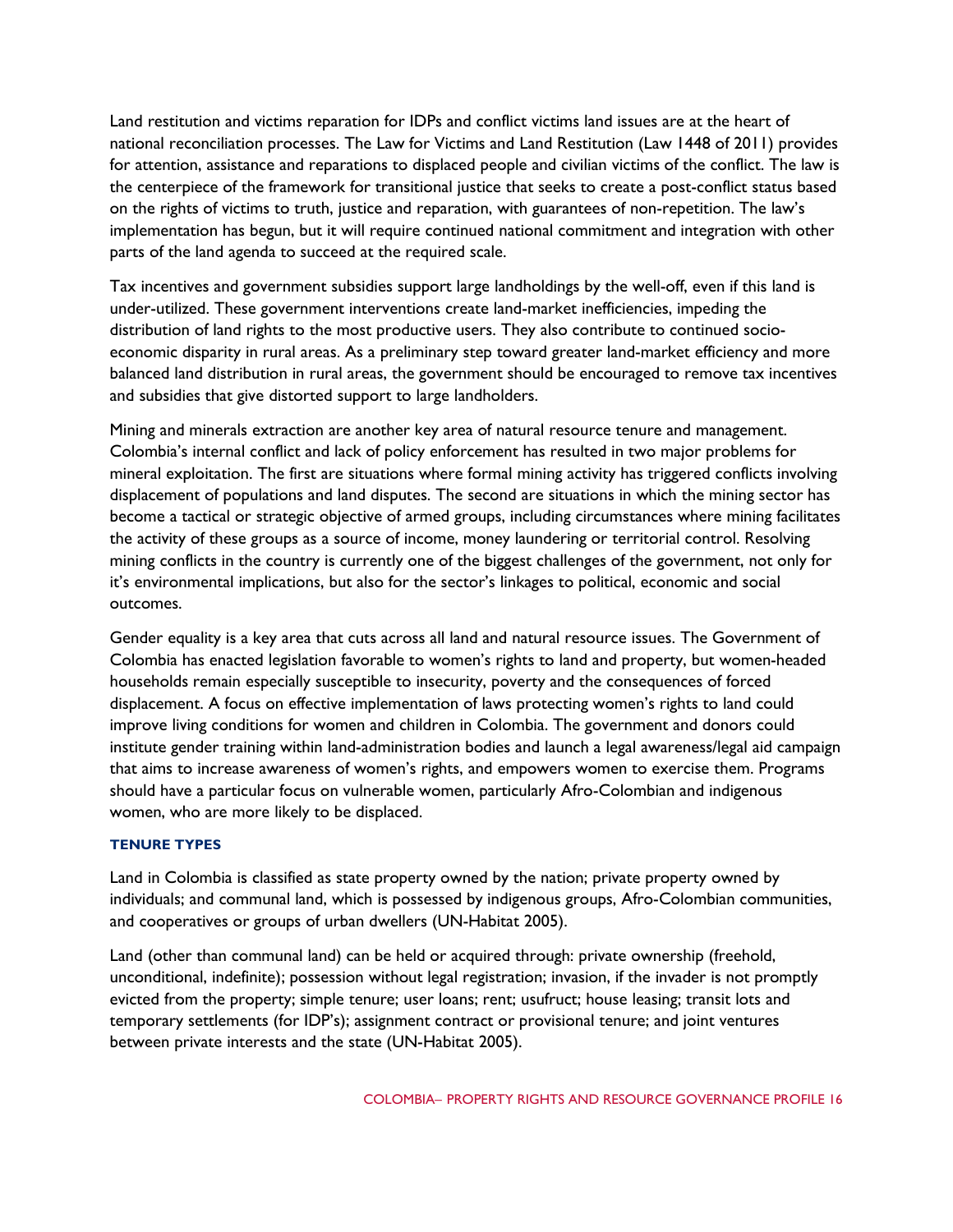Land restitution and victims reparation for IDPs and conflict victims land issues are at the heart of national reconciliation processes. The Law for Victims and Land Restitution (Law 1448 of 2011) provides for attention, assistance and reparations to displaced people and civilian victims of the conflict. The law is the centerpiece of the framework for transitional justice that seeks to create a post-conflict status based on the rights of victims to truth, justice and reparation, with guarantees of non-repetition. The law's implementation has begun, but it will require continued national commitment and integration with other parts of the land agenda to succeed at the required scale.

Tax incentives and government subsidies support large landholdings by the well-off, even if this land is under-utilized. These government interventions create land-market inefficiencies, impeding the distribution of land rights to the most productive users. They also contribute to continued socio-economic disparity in rural areas. As a preliminary step toward greater land-market efficiency and more balanced land distribution in rural areas, the government should be encouraged to remove tax incentives and subsidies that give distorted support to large landholders.

Mining and minerals extraction are another key area of natural resource tenure and management. Colombia's internal conflict and lack of policy enforcement has resulted in two major problems for mineral exploitation. The first are situations where formal mining activity has triggered conflicts involving displacement of populations and land disputes. The second are situations in which the mining sector has become a tactical or strategic objective of armed groups, including circumstances where mining facilitates the activity of these groups as a source of income, money laundering or territorial control. Resolving mining conflicts in the country is currently one of the biggest challenges of the government, not only for it's environmental implications, but also for the sector's linkages to political, economic and social outcomes.

Gender equality is a key area that cuts across all land and natural resource issues. The Government of Colombia has enacted legislation favorable to women's rights to land and property, but women-headed households remain especially susceptible to insecurity, poverty and the consequences of forced displacement. A focus on effective implementation of laws protecting women's rights to land could improve living conditions for women and children in Colombia. The government and donors could institute gender training within land-administration bodies and launch a legal awareness/legal aid campaign that aims to increase awareness of women's rights, and empowers women to exercise them. Programs should have a particular focus on vulnerable women, particularly Afro-Colombian and indigenous women, who are more likely to be displaced.

### TENURE TYPES

Land in Colombia is classified as state property owned by the nation; private property owned by individuals; and communal land, which is possessed by indigenous groups, Afro-Colombian communities, and cooperatives or groups of urban dwellers (UN-Habitat 2005).

Land (other than communal land) can be held or acquired through: private ownership (freehold, unconditional, indefinite); possession without legal registration; invasion, if the invader is not promptly evicted from the property; simple tenure; user loans; rent; usufruct; house leasing; transit lots and temporary settlements (for IDP's); assignment contract or provisional tenure; and joint ventures between private interests and the state (UN-Habitat 2005).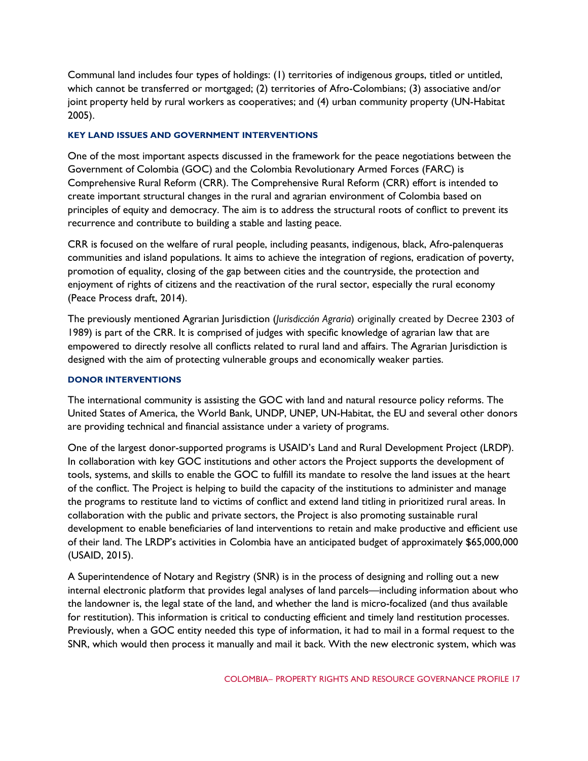Communal land includes four types of holdings: (1) territories of indigenous groups, titled or untitled, which cannot be transferred or mortgaged; (2) territories of Afro-Colombians; (3) associative and/or joint property held by rural workers as cooperatives; and (4) urban community property (UN-Habitat 2005).

### KEY LAND ISSUES AND GOVERNMENT INTERVENTIONS

One of the most important aspects discussed in the framework for the peace negotiations between the Government of Colombia (GOC) and the Colombia Revolutionary Armed Forces (FARC) is Comprehensive Rural Reform (CRR). The Comprehensive Rural Reform (CRR) effort is intended to create important structural changes in the rural and agrarian environment of Colombia based on principles of equity and democracy. The aim is to address the structural roots of conflict to prevent its recurrence and contribute to building a stable and lasting peace.

CRR is focused on the welfare of rural people, including peasants, indigenous, black, Afro-palenqueras communities and island populations. It aims to achieve the integration of regions, eradication of poverty, promotion of equality, closing of the gap between cities and the countryside, the protection and enjoyment of rights of citizens and the reactivation of the rural sector, especially the rural economy (Peace Process draft, 2014).

The previously mentioned Agrarian Jurisdiction (*Jurisdicción Agraria*) originally created by Decree 2303 of 1989) is part of the CRR. It is comprised of judges with specific knowledge of agrarian law that are empowered to directly resolve all conflicts related to rural land and affairs. The Agrarian Jurisdiction is designed with the aim of protecting vulnerable groups and economically weaker parties.

### DONOR INTERVENTIONS

The international community is assisting the GOC with land and natural resource policy reforms. The United States of America, the World Bank, UNDP, UNEP, UN-Habitat, the EU and several other donors are providing technical and financial assistance under a variety of programs.

One of the largest donor-supported programs is USAID's Land and Rural Development Project (LRDP). In collaboration with key GOC institutions and other actors the Project supports the development of tools, systems, and skills to enable the GOC to fulfill its mandate to resolve the land issues at the heart of the conflict. The Project is helping to build the capacity of the institutions to administer and manage the programs to restitute land to victims of conflict and extend land titling in prioritized rural areas. In collaboration with the public and private sectors, the Project is also promoting sustainable rural development to enable beneficiaries of land interventions to retain and make productive and efficient use of their land. The LRDP's activities in Colombia have an anticipated budget of approximately $65,000,000 (USAID, 2015).

A Superintendence of Notary and Registry (SNR) is in the process of designing and rolling out a new internal electronic platform that provides legal analyses of land parcels—including information about who the landowner is, the legal state of the land, and whether the land is micro-focalized (and thus available for restitution). This information is critical to conducting efficient and timely land restitution processes. Previously, when a GOC entity needed this type of information, it had to mail in a formal request to the SNR, which would then process it manually and mail it back. With the new electronic system, which was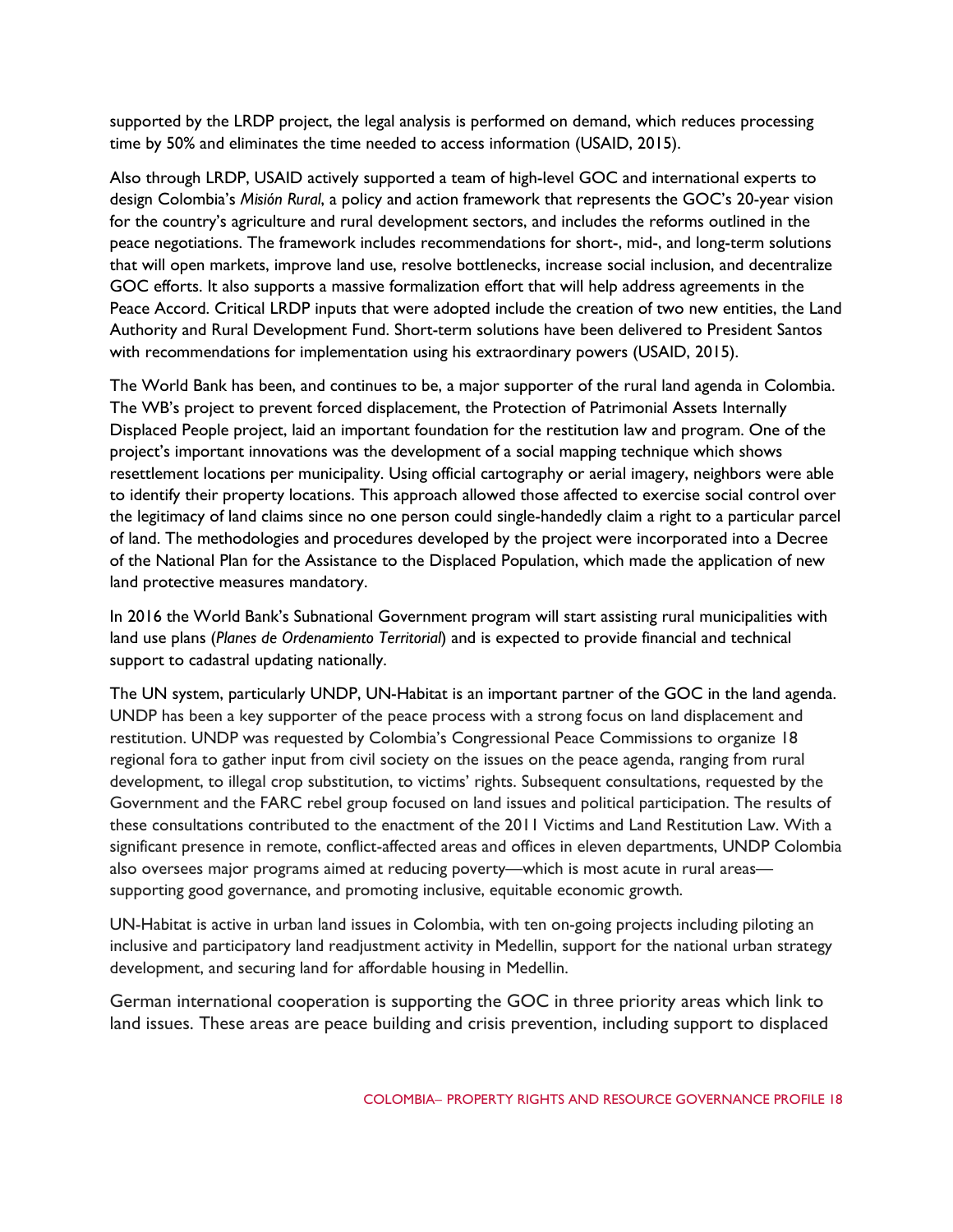supported by the LRDP project, the legal analysis is performed on demand, which reduces processing time by 50% and eliminates the time needed to access information (USAID, 2015).

Also through LRDP, USAID actively supported a team of high-level GOC and international experts to design Colombia's *Misión Rural*, a policy and action framework that represents the GOC's 20-year vision for the country's agriculture and rural development sectors, and includes the reforms outlined in the peace negotiations. The framework includes recommendations for short-, mid-, and long-term solutions that will open markets, improve land use, resolve bottlenecks, increase social inclusion, and decentralize GOC efforts. It also supports a massive formalization effort that will help address agreements in the Peace Accord. Critical LRDP inputs that were adopted include the creation of two new entities, the Land Authority and Rural Development Fund. Short-term solutions have been delivered to President Santos with recommendations for implementation using his extraordinary powers (USAID, 2015).

The World Bank has been, and continues to be, a major supporter of the rural land agenda in Colombia. The WB's project to prevent forced displacement, the Protection of Patrimonial Assets Internally Displaced People project, laid an important foundation for the restitution law and program. One of the project's important innovations was the development of a social mapping technique which shows resettlement locations per municipality. Using official cartography or aerial imagery, neighbors were able to identify their property locations. This approach allowed those affected to exercise social control over the legitimacy of land claims since no one person could single-handedly claim a right to a particular parcel of land. The methodologies and procedures developed by the project were incorporated into a Decree of the National Plan for the Assistance to the Displaced Population, which made the application of new land protective measures mandatory.

In 2016 the World Bank's Subnational Government program will start assisting rural municipalities with land use plans (*Planes de Ordenamiento Territorial*) and is expected to provide financial and technical support to cadastral updating nationally.

The UN system, particularly UNDP, UN-Habitat is an important partner of the GOC in the land agenda. UNDP has been a key supporter of the peace process with a strong focus on land displacement and restitution. UNDP was requested by Colombia's Congressional Peace Commissions to organize 18 regional fora to gather input from civil society on the issues on the peace agenda, ranging from rural development, to illegal crop substitution, to victims' rights. Subsequent consultations, requested by the Government and the FARC rebel group focused on land issues and political participation. The results of these consultations contributed to the enactment of the 2011 Victims and Land Restitution Law. With a significant presence in remote, conflict-affected areas and offices in eleven departments, UNDP Colombia also oversees major programs aimed at reducing poverty—which is most acute in rural areas—supporting good governance, and promoting inclusive, equitable economic growth.

UN-Habitat is active in urban land issues in Colombia, with ten on-going projects including piloting an inclusive and participatory land readjustment activity in Medellin, support for the national urban strategy development, and securing land for affordable housing in Medellin.

German international cooperation is supporting the GOC in three priority areas which link to land issues. These areas are peace building and crisis prevention, including support to displaced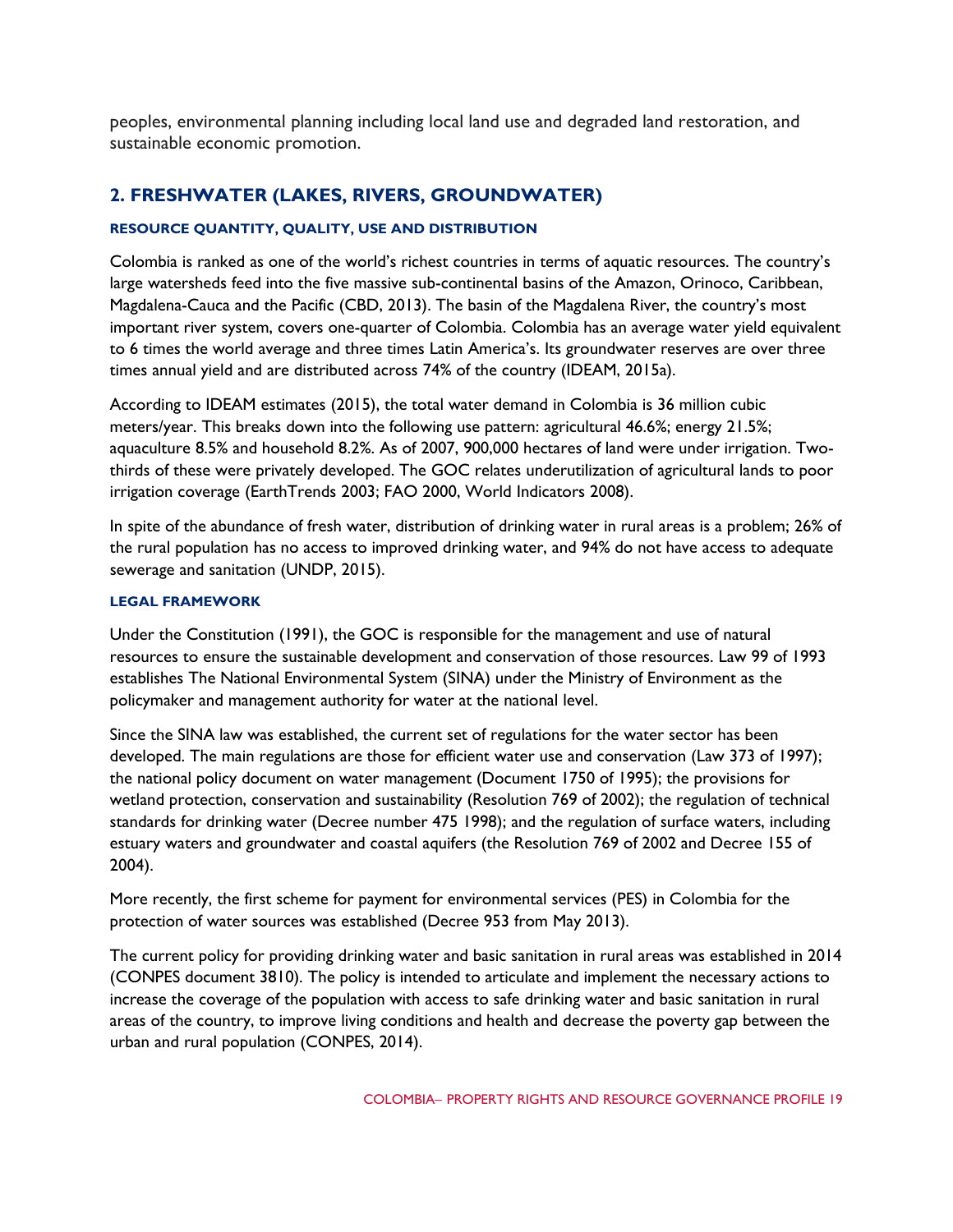peoples, environmental planning including local land use and degraded land restoration, and sustainable economic promotion.

## 2. FRESHWATER (LAKES, RIVERS, GROUNDWATER)

#### RESOURCE QUANTITY, QUALITY, USE AND DISTRIBUTION

Colombia is ranked as one of the world's richest countries in terms of aquatic resources. The country's large watersheds feed into the five massive sub-continental basins of the Amazon, Orinoco, Caribbean, Magdalena-Cauca and the Pacific (CBD, 2013). The basin of the Magdalena River, the country's most important river system, covers one-quarter of Colombia. Colombia has an average water yield equivalent to 6 times the world average and three times Latin America's. Its groundwater reserves are over three times annual yield and are distributed across 74% of the country (IDEAM, 2015a).

According to IDEAM estimates (2015), the total water demand in Colombia is 36 million cubic meters/year. This breaks down into the following use pattern: agricultural 46.6%; energy 21.5%; aquaculture 8.5% and household 8.2%. As of 2007, 900,000 hectares of land were under irrigation. Two-thirds of these were privately developed. The GOC relates underutilization of agricultural lands to poor irrigation coverage (EarthTrends 2003; FAO 2000, World Indicators 2008).

In spite of the abundance of fresh water, distribution of drinking water in rural areas is a problem; 26% of the rural population has no access to improved drinking water, and 94% do not have access to adequate sewerage and sanitation (UNDP, 2015).

#### LEGAL FRAMEWORK

Under the Constitution (1991), the GOC is responsible for the management and use of natural resources to ensure the sustainable development and conservation of those resources. Law 99 of 1993 establishes The National Environmental System (SINA) under the Ministry of Environment as the policymaker and management authority for water at the national level.

Since the SINA law was established, the current set of regulations for the water sector has been developed. The main regulations are those for efficient water use and conservation (Law 373 of 1997); the national policy document on water management (Document 1750 of 1995); the provisions for wetland protection, conservation and sustainability (Resolution 769 of 2002); the regulation of technical standards for drinking water (Decree number 475 1998); and the regulation of surface waters, including estuary waters and groundwater and coastal aquifers (the Resolution 769 of 2002 and Decree 155 of 2004).

More recently, the first scheme for payment for environmental services (PES) in Colombia for the protection of water sources was established (Decree 953 from May 2013).

The current policy for providing drinking water and basic sanitation in rural areas was established in 2014 (CONPES document 3810). The policy is intended to articulate and implement the necessary actions to increase the coverage of the population with access to safe drinking water and basic sanitation in rural areas of the country, to improve living conditions and health and decrease the poverty gap between the urban and rural population (CONPES, 2014).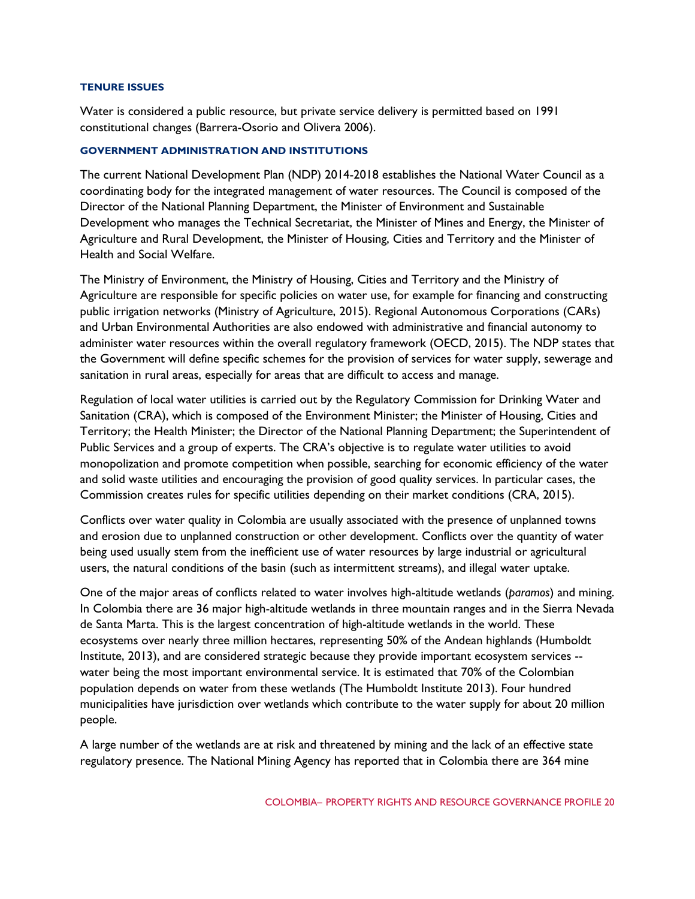### TENURE ISSUES

Water is considered a public resource, but private service delivery is permitted based on 1991 constitutional changes (Barrera-Osorio and Olivera 2006).

### GOVERNMENT ADMINISTRATION AND INSTITUTIONS

The current National Development Plan (NDP) 2014-2018 establishes the National Water Council as a coordinating body for the integrated management of water resources. The Council is composed of the Director of the National Planning Department, the Minister of Environment and Sustainable Development who manages the Technical Secretariat, the Minister of Mines and Energy, the Minister of Agriculture and Rural Development, the Minister of Housing, Cities and Territory and the Minister of Health and Social Welfare.

The Ministry of Environment, the Ministry of Housing, Cities and Territory and the Ministry of Agriculture are responsible for specific policies on water use, for example for financing and constructing public irrigation networks (Ministry of Agriculture, 2015). Regional Autonomous Corporations (CARs) and Urban Environmental Authorities are also endowed with administrative and financial autonomy to administer water resources within the overall regulatory framework (OECD, 2015). The NDP states that the Government will define specific schemes for the provision of services for water supply, sewerage and sanitation in rural areas, especially for areas that are difficult to access and manage.

Regulation of local water utilities is carried out by the Regulatory Commission for Drinking Water and Sanitation (CRA), which is composed of the Environment Minister; the Minister of Housing, Cities and Territory; the Health Minister; the Director of the National Planning Department; the Superintendent of Public Services and a group of experts. The CRA's objective is to regulate water utilities to avoid monopolization and promote competition when possible, searching for economic efficiency of the water and solid waste utilities and encouraging the provision of good quality services. In particular cases, the Commission creates rules for specific utilities depending on their market conditions (CRA, 2015).

Conflicts over water quality in Colombia are usually associated with the presence of unplanned towns and erosion due to unplanned construction or other development. Conflicts over the quantity of water being used usually stem from the inefficient use of water resources by large industrial or agricultural users, the natural conditions of the basin (such as intermittent streams), and illegal water uptake.

One of the major areas of conflicts related to water involves high-altitude wetlands (*paramos*) and mining. In Colombia there are 36 major high-altitude wetlands in three mountain ranges and in the Sierra Nevada de Santa Marta. This is the largest concentration of high-altitude wetlands in the world. These ecosystems over nearly three million hectares, representing 50% of the Andean highlands (Humboldt Institute, 2013), and are considered strategic because they provide important ecosystem services -- water being the most important environmental service. It is estimated that 70% of the Colombian population depends on water from these wetlands (The Humboldt Institute 2013). Four hundred municipalities have jurisdiction over wetlands which contribute to the water supply for about 20 million people.

A large number of the wetlands are at risk and threatened by mining and the lack of an effective state regulatory presence. The National Mining Agency has reported that in Colombia there are 364 mine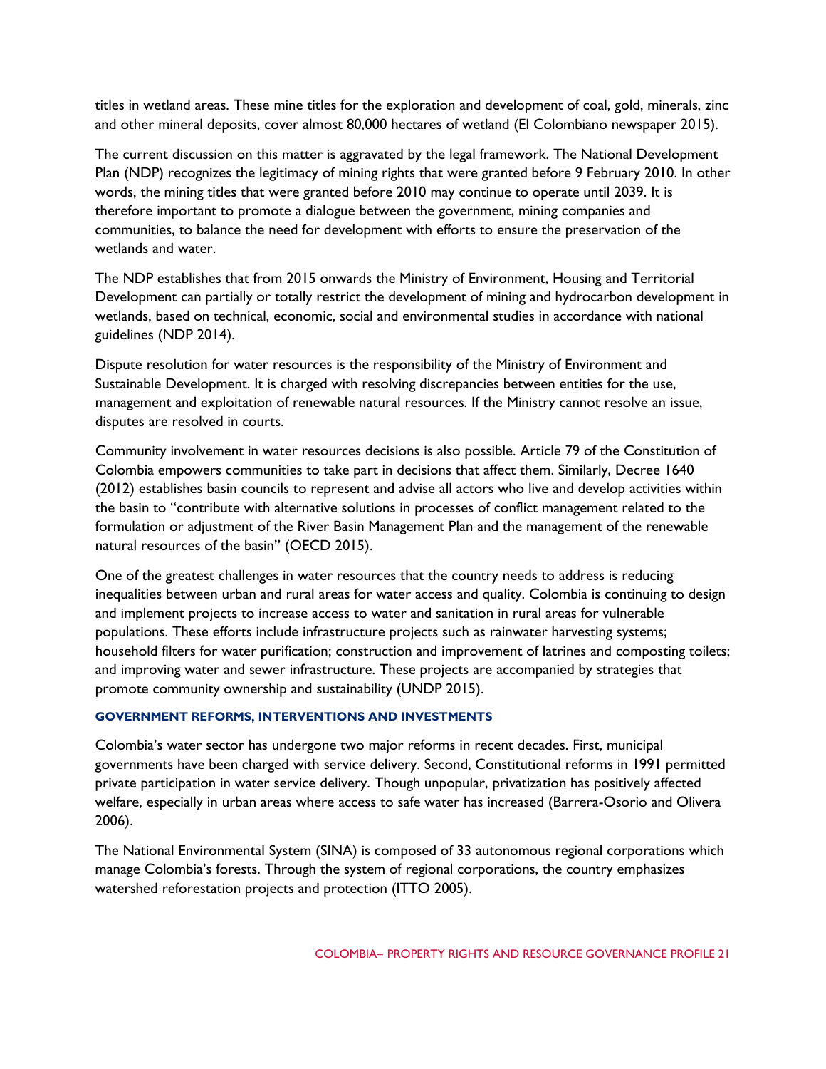titles in wetland areas. These mine titles for the exploration and development of coal, gold, minerals, zinc and other mineral deposits, cover almost 80,000 hectares of wetland (El Colombiano newspaper 2015).

The current discussion on this matter is aggravated by the legal framework. The National Development Plan (NDP) recognizes the legitimacy of mining rights that were granted before 9 February 2010. In other words, the mining titles that were granted before 2010 may continue to operate until 2039. It is therefore important to promote a dialogue between the government, mining companies and communities, to balance the need for development with efforts to ensure the preservation of the wetlands and water.

The NDP establishes that from 2015 onwards the Ministry of Environment, Housing and Territorial Development can partially or totally restrict the development of mining and hydrocarbon development in wetlands, based on technical, economic, social and environmental studies in accordance with national guidelines (NDP 2014).

Dispute resolution for water resources is the responsibility of the Ministry of Environment and Sustainable Development. It is charged with resolving discrepancies between entities for the use, management and exploitation of renewable natural resources. If the Ministry cannot resolve an issue, disputes are resolved in courts.

Community involvement in water resources decisions is also possible. Article 79 of the Constitution of Colombia empowers communities to take part in decisions that affect them. Similarly, Decree 1640 (2012) establishes basin councils to represent and advise all actors who live and develop activities within the basin to "contribute with alternative solutions in processes of conflict management related to the formulation or adjustment of the River Basin Management Plan and the management of the renewable natural resources of the basin" (OECD 2015).

One of the greatest challenges in water resources that the country needs to address is reducing inequalities between urban and rural areas for water access and quality. Colombia is continuing to design and implement projects to increase access to water and sanitation in rural areas for vulnerable populations. These efforts include infrastructure projects such as rainwater harvesting systems; household filters for water purification; construction and improvement of latrines and composting toilets; and improving water and sewer infrastructure. These projects are accompanied by strategies that promote community ownership and sustainability (UNDP 2015).

#### GOVERNMENT REFORMS, INTERVENTIONS AND INVESTMENTS

Colombia's water sector has undergone two major reforms in recent decades. First, municipal governments have been charged with service delivery. Second, Constitutional reforms in 1991 permitted private participation in water service delivery. Though unpopular, privatization has positively affected welfare, especially in urban areas where access to safe water has increased (Barrera-Osorio and Olivera 2006).

The National Environmental System (SINA) is composed of 33 autonomous regional corporations which manage Colombia's forests. Through the system of regional corporations, the country emphasizes watershed reforestation projects and protection (ITTO 2005).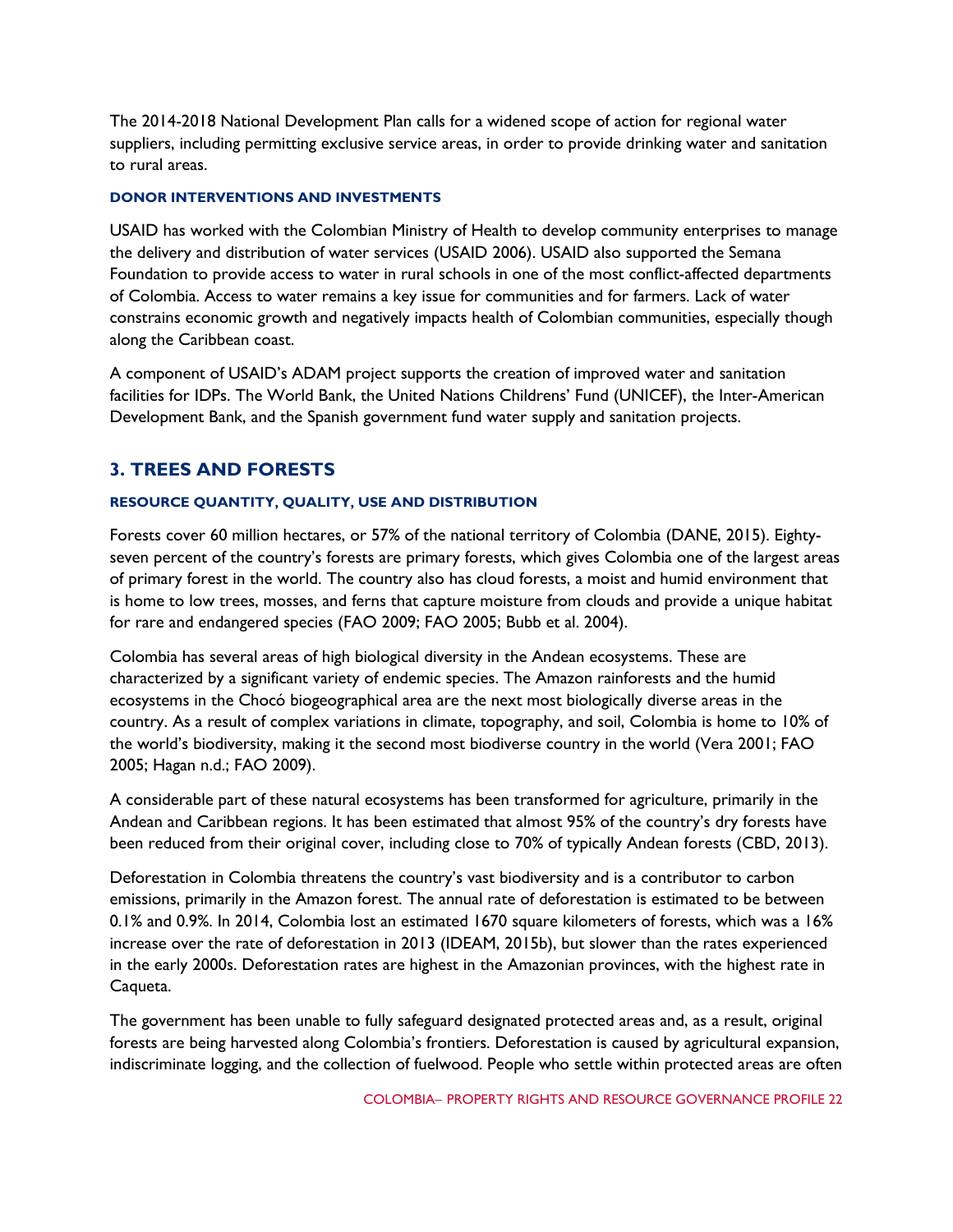The 2014-2018 National Development Plan calls for a widened scope of action for regional water suppliers, including permitting exclusive service areas, in order to provide drinking water and sanitation to rural areas.

#### DONOR INTERVENTIONS AND INVESTMENTS

USAID has worked with the Colombian Ministry of Health to develop community enterprises to manage the delivery and distribution of water services (USAID 2006). USAID also supported the Semana Foundation to provide access to water in rural schools in one of the most conflict-affected departments of Colombia. Access to water remains a key issue for communities and for farmers. Lack of water constrains economic growth and negatively impacts health of Colombian communities, especially though along the Caribbean coast.

A component of USAID's ADAM project supports the creation of improved water and sanitation facilities for IDPs. The World Bank, the United Nations Childrens' Fund (UNICEF), the Inter-American Development Bank, and the Spanish government fund water supply and sanitation projects.

## 3. TREES AND FORESTS

#### RESOURCE QUANTITY, QUALITY, USE AND DISTRIBUTION

Forests cover 60 million hectares, or 57% of the national territory of Colombia (DANE, 2015). Eighty-seven percent of the country's forests are primary forests, which gives Colombia one of the largest areas of primary forest in the world. The country also has cloud forests, a moist and humid environment that is home to low trees, mosses, and ferns that capture moisture from clouds and provide a unique habitat for rare and endangered species (FAO 2009; FAO 2005; Bubb et al. 2004).

Colombia has several areas of high biological diversity in the Andean ecosystems. These are characterized by a significant variety of endemic species. The Amazon rainforests and the humid ecosystems in the Chocó biogeographical area are the next most biologically diverse areas in the country. As a result of complex variations in climate, topography, and soil, Colombia is home to 10% of the world's biodiversity, making it the second most biodiverse country in the world (Vera 2001; FAO 2005; Hagan n.d.; FAO 2009).

A considerable part of these natural ecosystems has been transformed for agriculture, primarily in the Andean and Caribbean regions. It has been estimated that almost 95% of the country's dry forests have been reduced from their original cover, including close to 70% of typically Andean forests (CBD, 2013).

Deforestation in Colombia threatens the country's vast biodiversity and is a contributor to carbon emissions, primarily in the Amazon forest. The annual rate of deforestation is estimated to be between 0.1% and 0.9%. In 2014, Colombia lost an estimated 1670 square kilometers of forests, which was a 16% increase over the rate of deforestation in 2013 (IDEAM, 2015b), but slower than the rates experienced in the early 2000s. Deforestation rates are highest in the Amazonian provinces, with the highest rate in Caqueta.

The government has been unable to fully safeguard designated protected areas and, as a result, original forests are being harvested along Colombia's frontiers. Deforestation is caused by agricultural expansion, indiscriminate logging, and the collection of fuelwood. People who settle within protected areas are often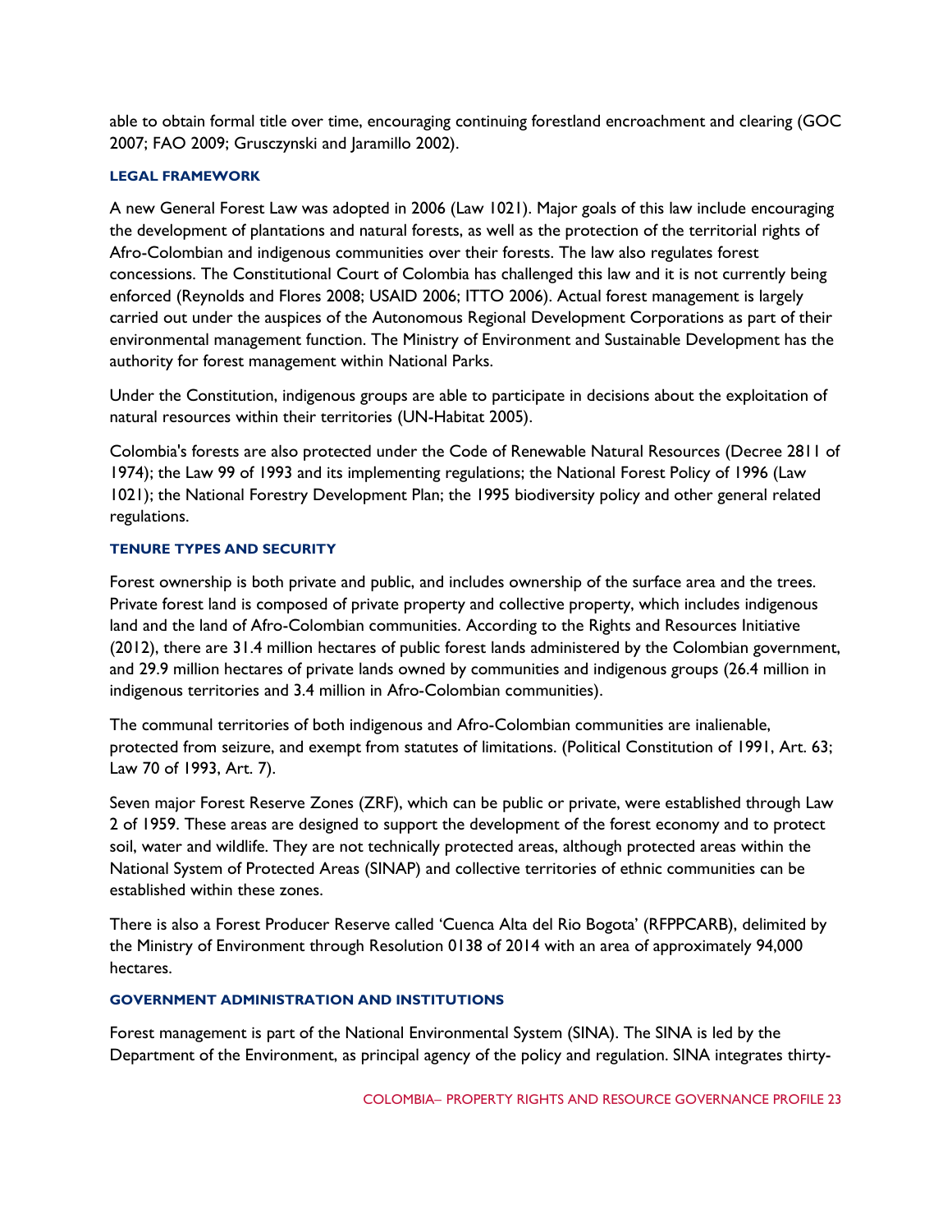able to obtain formal title over time, encouraging continuing forestland encroachment and clearing (GOC 2007; FAO 2009; Grusczynski and Jaramillo 2002).

#### LEGAL FRAMEWORK

A new General Forest Law was adopted in 2006 (Law 1021). Major goals of this law include encouraging the development of plantations and natural forests, as well as the protection of the territorial rights of Afro-Colombian and indigenous communities over their forests. The law also regulates forest concessions. The Constitutional Court of Colombia has challenged this law and it is not currently being enforced (Reynolds and Flores 2008; USAID 2006; ITTO 2006). Actual forest management is largely carried out under the auspices of the Autonomous Regional Development Corporations as part of their environmental management function. The Ministry of Environment and Sustainable Development has the authority for forest management within National Parks.

Under the Constitution, indigenous groups are able to participate in decisions about the exploitation of natural resources within their territories (UN-Habitat 2005).

Colombia's forests are also protected under the Code of Renewable Natural Resources (Decree 2811 of 1974); the Law 99 of 1993 and its implementing regulations; the National Forest Policy of 1996 (Law 1021); the National Forestry Development Plan; the 1995 biodiversity policy and other general related regulations.

#### TENURE TYPES AND SECURITY

Forest ownership is both private and public, and includes ownership of the surface area and the trees. Private forest land is composed of private property and collective property, which includes indigenous land and the land of Afro-Colombian communities. According to the Rights and Resources Initiative (2012), there are 31.4 million hectares of public forest lands administered by the Colombian government, and 29.9 million hectares of private lands owned by communities and indigenous groups (26.4 million in indigenous territories and 3.4 million in Afro-Colombian communities).

The communal territories of both indigenous and Afro-Colombian communities are inalienable, protected from seizure, and exempt from statutes of limitations. (Political Constitution of 1991, Art. 63; Law 70 of 1993, Art. 7).

Seven major Forest Reserve Zones (ZRF), which can be public or private, were established through Law 2 of 1959. These areas are designed to support the development of the forest economy and to protect soil, water and wildlife. They are not technically protected areas, although protected areas within the National System of Protected Areas (SINAP) and collective territories of ethnic communities can be established within these zones.

There is also a Forest Producer Reserve called 'Cuenca Alta del Rio Bogota' (RFPPCARB), delimited by the Ministry of Environment through Resolution 0138 of 2014 with an area of approximately 94,000 hectares.

#### GOVERNMENT ADMINISTRATION AND INSTITUTIONS

Forest management is part of the National Environmental System (SINA). The SINA is led by the Department of the Environment, as principal agency of the policy and regulation. SINA integrates thirty-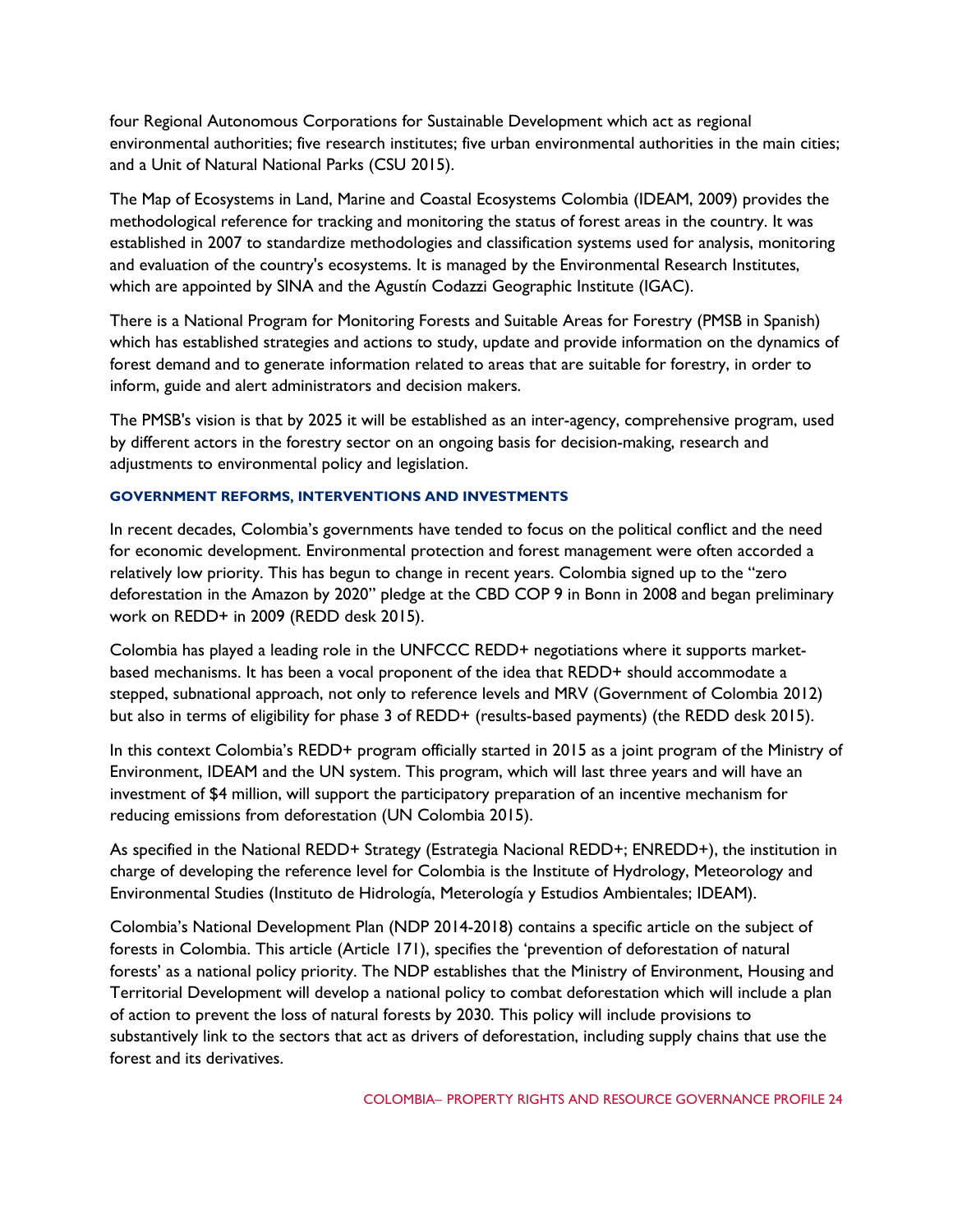four Regional Autonomous Corporations for Sustainable Development which act as regional environmental authorities; five research institutes; five urban environmental authorities in the main cities; and a Unit of Natural National Parks (CSU 2015).

The Map of Ecosystems in Land, Marine and Coastal Ecosystems Colombia (IDEAM, 2009) provides the methodological reference for tracking and monitoring the status of forest areas in the country. It was established in 2007 to standardize methodologies and classification systems used for analysis, monitoring and evaluation of the country's ecosystems. It is managed by the Environmental Research Institutes, which are appointed by SINA and the Agustín Codazzi Geographic Institute (IGAC).

There is a National Program for Monitoring Forests and Suitable Areas for Forestry (PMSB in Spanish) which has established strategies and actions to study, update and provide information on the dynamics of forest demand and to generate information related to areas that are suitable for forestry, in order to inform, guide and alert administrators and decision makers.

The PMSB's vision is that by 2025 it will be established as an inter-agency, comprehensive program, used by different actors in the forestry sector on an ongoing basis for decision-making, research and adjustments to environmental policy and legislation.

#### GOVERNMENT REFORMS, INTERVENTIONS AND INVESTMENTS

In recent decades, Colombia's governments have tended to focus on the political conflict and the need for economic development. Environmental protection and forest management were often accorded a relatively low priority. This has begun to change in recent years. Colombia signed up to the "zero deforestation in the Amazon by 2020" pledge at the CBD COP 9 in Bonn in 2008 and began preliminary work on REDD+ in 2009 (REDD desk 2015).

Colombia has played a leading role in the UNFCCC REDD+ negotiations where it supports market-based mechanisms. It has been a vocal proponent of the idea that REDD+ should accommodate a stepped, subnational approach, not only to reference levels and MRV (Government of Colombia 2012) but also in terms of eligibility for phase 3 of REDD+ (results-based payments) (the REDD desk 2015).

In this context Colombia's REDD+ program officially started in 2015 as a joint program of the Ministry of Environment, IDEAM and the UN system. This program, which will last three years and will have an investment of $4 million, will support the participatory preparation of an incentive mechanism for reducing emissions from deforestation (UN Colombia 2015).

As specified in the National REDD+ Strategy (Estrategia Nacional REDD+; ENREDD+), the institution in charge of developing the reference level for Colombia is the Institute of Hydrology, Meteorology and Environmental Studies (Instituto de Hidrología, Meterología y Estudios Ambientales; IDEAM).

Colombia's National Development Plan (NDP 2014-2018) contains a specific article on the subject of forests in Colombia. This article (Article 171), specifies the 'prevention of deforestation of natural forests' as a national policy priority. The NDP establishes that the Ministry of Environment, Housing and Territorial Development will develop a national policy to combat deforestation which will include a plan of action to prevent the loss of natural forests by 2030. This policy will include provisions to substantively link to the sectors that act as drivers of deforestation, including supply chains that use the forest and its derivatives.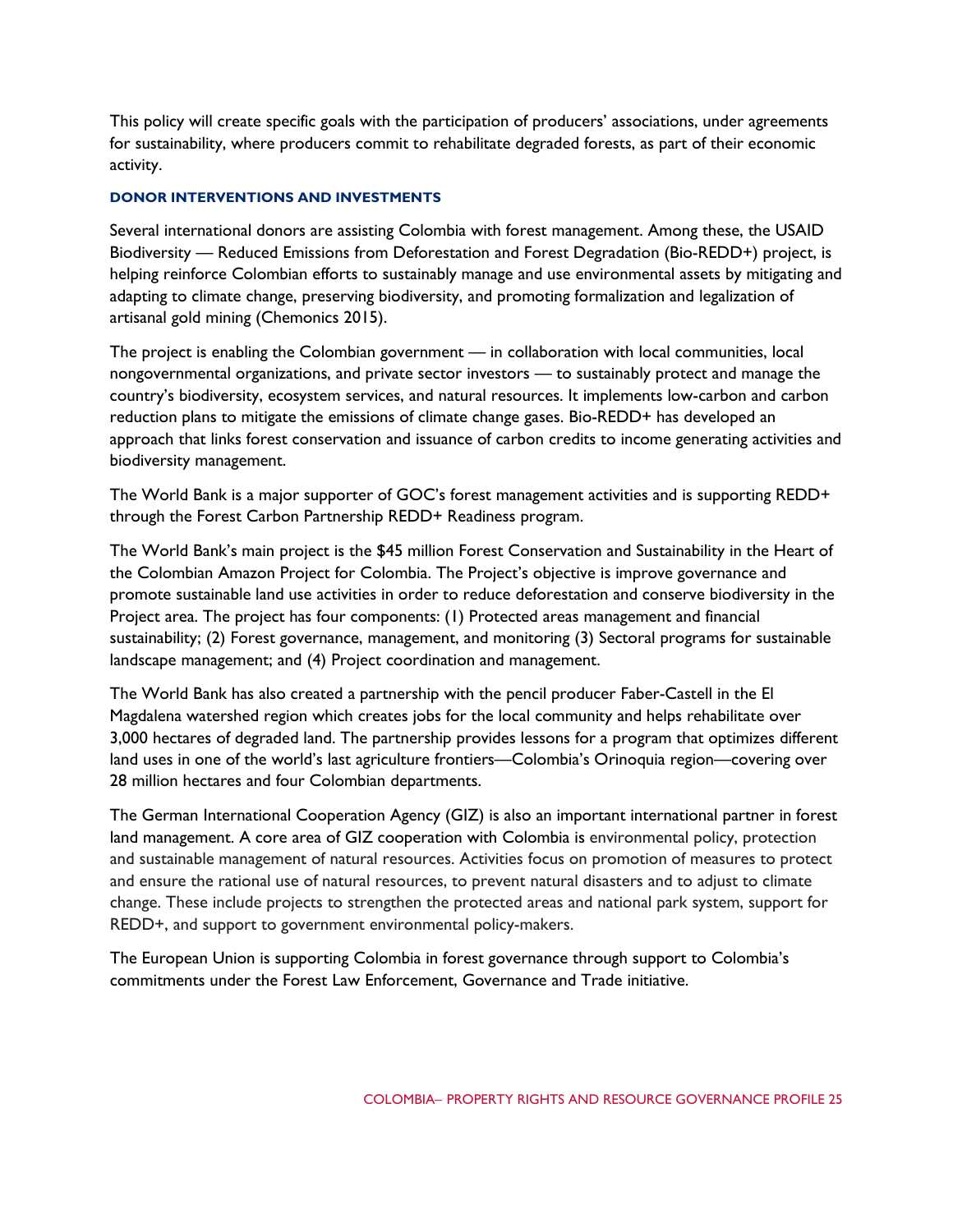This policy will create specific goals with the participation of producers' associations, under agreements for sustainability, where producers commit to rehabilitate degraded forests, as part of their economic activity.

#### DONOR INTERVENTIONS AND INVESTMENTS

Several international donors are assisting Colombia with forest management. Among these, the USAID Biodiversity — Reduced Emissions from Deforestation and Forest Degradation (Bio-REDD+) project, is helping reinforce Colombian efforts to sustainably manage and use environmental assets by mitigating and adapting to climate change, preserving biodiversity, and promoting formalization and legalization of artisanal gold mining (Chemonics 2015).

The project is enabling the Colombian government — in collaboration with local communities, local nongovernmental organizations, and private sector investors — to sustainably protect and manage the country's biodiversity, ecosystem services, and natural resources. It implements low-carbon and carbon reduction plans to mitigate the emissions of climate change gases. Bio-REDD+ has developed an approach that links forest conservation and issuance of carbon credits to income generating activities and biodiversity management.

The World Bank is a major supporter of GOC's forest management activities and is supporting REDD+ through the Forest Carbon Partnership REDD+ Readiness program.

The World Bank's main project is the $45 million Forest Conservation and Sustainability in the Heart of the Colombian Amazon Project for Colombia. The Project's objective is improve governance and promote sustainable land use activities in order to reduce deforestation and conserve biodiversity in the Project area. The project has four components: (1) Protected areas management and financial sustainability; (2) Forest governance, management, and monitoring (3) Sectoral programs for sustainable landscape management; and (4) Project coordination and management.

The World Bank has also created a partnership with the pencil producer Faber-Castell in the El Magdalena watershed region which creates jobs for the local community and helps rehabilitate over 3,000 hectares of degraded land. The partnership provides lessons for a program that optimizes different land uses in one of the world's last agriculture frontiers—Colombia's Orinoquia region—covering over 28 million hectares and four Colombian departments.

The German International Cooperation Agency (GIZ) is also an important international partner in forest land management. A core area of GIZ cooperation with Colombia is environmental policy, protection and sustainable management of natural resources. Activities focus on promotion of measures to protect and ensure the rational use of natural resources, to prevent natural disasters and to adjust to climate change. These include projects to strengthen the protected areas and national park system, support for REDD+, and support to government environmental policy-makers.

The European Union is supporting Colombia in forest governance through support to Colombia's commitments under the Forest Law Enforcement, Governance and Trade initiative.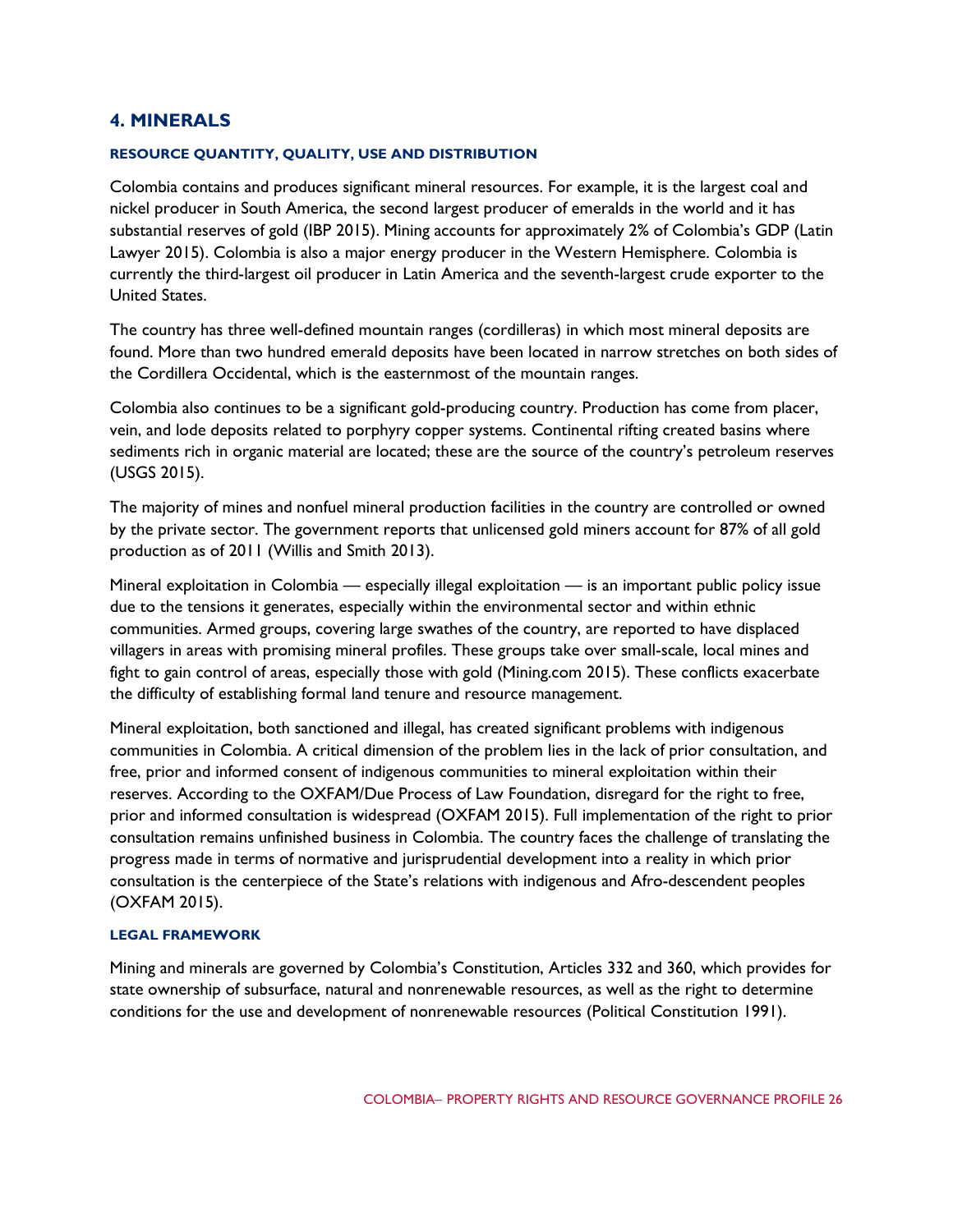## 4. MINERALS

#### RESOURCE QUANTITY, QUALITY, USE AND DISTRIBUTION

Colombia contains and produces significant mineral resources. For example, it is the largest coal and nickel producer in South America, the second largest producer of emeralds in the world and it has substantial reserves of gold (IBP 2015). Mining accounts for approximately 2% of Colombia's GDP (Latin Lawyer 2015). Colombia is also a major energy producer in the Western Hemisphere. Colombia is currently the third-largest oil producer in Latin America and the seventh-largest crude exporter to the United States.

The country has three well-defined mountain ranges (cordilleras) in which most mineral deposits are found. More than two hundred emerald deposits have been located in narrow stretches on both sides of the Cordillera Occidental, which is the easternmost of the mountain ranges.

Colombia also continues to be a significant gold-producing country. Production has come from placer, vein, and lode deposits related to porphyry copper systems. Continental rifting created basins where sediments rich in organic material are located; these are the source of the country's petroleum reserves (USGS 2015).

The majority of mines and nonfuel mineral production facilities in the country are controlled or owned by the private sector. The government reports that unlicensed gold miners account for 87% of all gold production as of 2011 (Willis and Smith 2013).

Mineral exploitation in Colombia — especially illegal exploitation — is an important public policy issue due to the tensions it generates, especially within the environmental sector and within ethnic communities. Armed groups, covering large swathes of the country, are reported to have displaced villagers in areas with promising mineral profiles. These groups take over small-scale, local mines and fight to gain control of areas, especially those with gold (Mining.com 2015). These conflicts exacerbate the difficulty of establishing formal land tenure and resource management.

Mineral exploitation, both sanctioned and illegal, has created significant problems with indigenous communities in Colombia. A critical dimension of the problem lies in the lack of prior consultation, and free, prior and informed consent of indigenous communities to mineral exploitation within their reserves. According to the OXFAM/Due Process of Law Foundation, disregard for the right to free, prior and informed consultation is widespread (OXFAM 2015). Full implementation of the right to prior consultation remains unfinished business in Colombia. The country faces the challenge of translating the progress made in terms of normative and jurisprudential development into a reality in which prior consultation is the centerpiece of the State's relations with indigenous and Afro-descendent peoples (OXFAM 2015).

#### LEGAL FRAMEWORK

Mining and minerals are governed by Colombia's Constitution, Articles 332 and 360, which provides for state ownership of subsurface, natural and nonrenewable resources, as well as the right to determine conditions for the use and development of nonrenewable resources (Political Constitution 1991).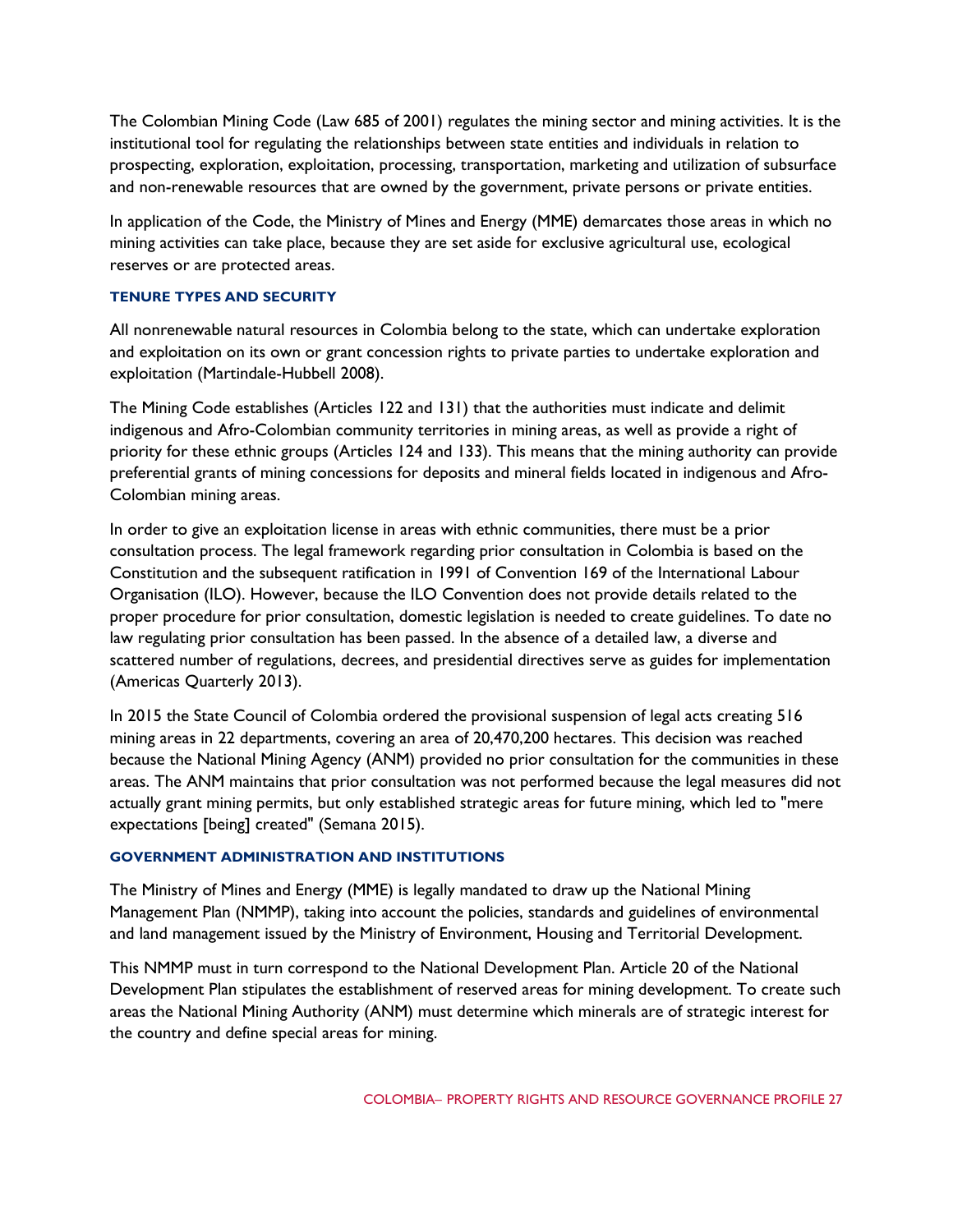The Colombian Mining Code (Law 685 of 2001) regulates the mining sector and mining activities. It is the institutional tool for regulating the relationships between state entities and individuals in relation to prospecting, exploration, exploitation, processing, transportation, marketing and utilization of subsurface and non-renewable resources that are owned by the government, private persons or private entities.

In application of the Code, the Ministry of Mines and Energy (MME) demarcates those areas in which no mining activities can take place, because they are set aside for exclusive agricultural use, ecological reserves or are protected areas.

### TENURE TYPES AND SECURITY

All nonrenewable natural resources in Colombia belong to the state, which can undertake exploration and exploitation on its own or grant concession rights to private parties to undertake exploration and exploitation (Martindale-Hubbell 2008).

The Mining Code establishes (Articles 122 and 131) that the authorities must indicate and delimit indigenous and Afro-Colombian community territories in mining areas, as well as provide a right of priority for these ethnic groups (Articles 124 and 133). This means that the mining authority can provide preferential grants of mining concessions for deposits and mineral fields located in indigenous and Afro-Colombian mining areas.

In order to give an exploitation license in areas with ethnic communities, there must be a prior consultation process. The legal framework regarding prior consultation in Colombia is based on the Constitution and the subsequent ratification in 1991 of Convention 169 of the International Labour Organisation (ILO). However, because the ILO Convention does not provide details related to the proper procedure for prior consultation, domestic legislation is needed to create guidelines. To date no law regulating prior consultation has been passed. In the absence of a detailed law, a diverse and scattered number of regulations, decrees, and presidential directives serve as guides for implementation (Americas Quarterly 2013).

In 2015 the State Council of Colombia ordered the provisional suspension of legal acts creating 516 mining areas in 22 departments, covering an area of 20,470,200 hectares. This decision was reached because the National Mining Agency (ANM) provided no prior consultation for the communities in these areas. The ANM maintains that prior consultation was not performed because the legal measures did not actually grant mining permits, but only established strategic areas for future mining, which led to "mere expectations [being] created" (Semana 2015).

### GOVERNMENT ADMINISTRATION AND INSTITUTIONS

The Ministry of Mines and Energy (MME) is legally mandated to draw up the National Mining Management Plan (NMMP), taking into account the policies, standards and guidelines of environmental and land management issued by the Ministry of Environment, Housing and Territorial Development.

This NMMP must in turn correspond to the National Development Plan. Article 20 of the National Development Plan stipulates the establishment of reserved areas for mining development. To create such areas the National Mining Authority (ANM) must determine which minerals are of strategic interest for the country and define special areas for mining.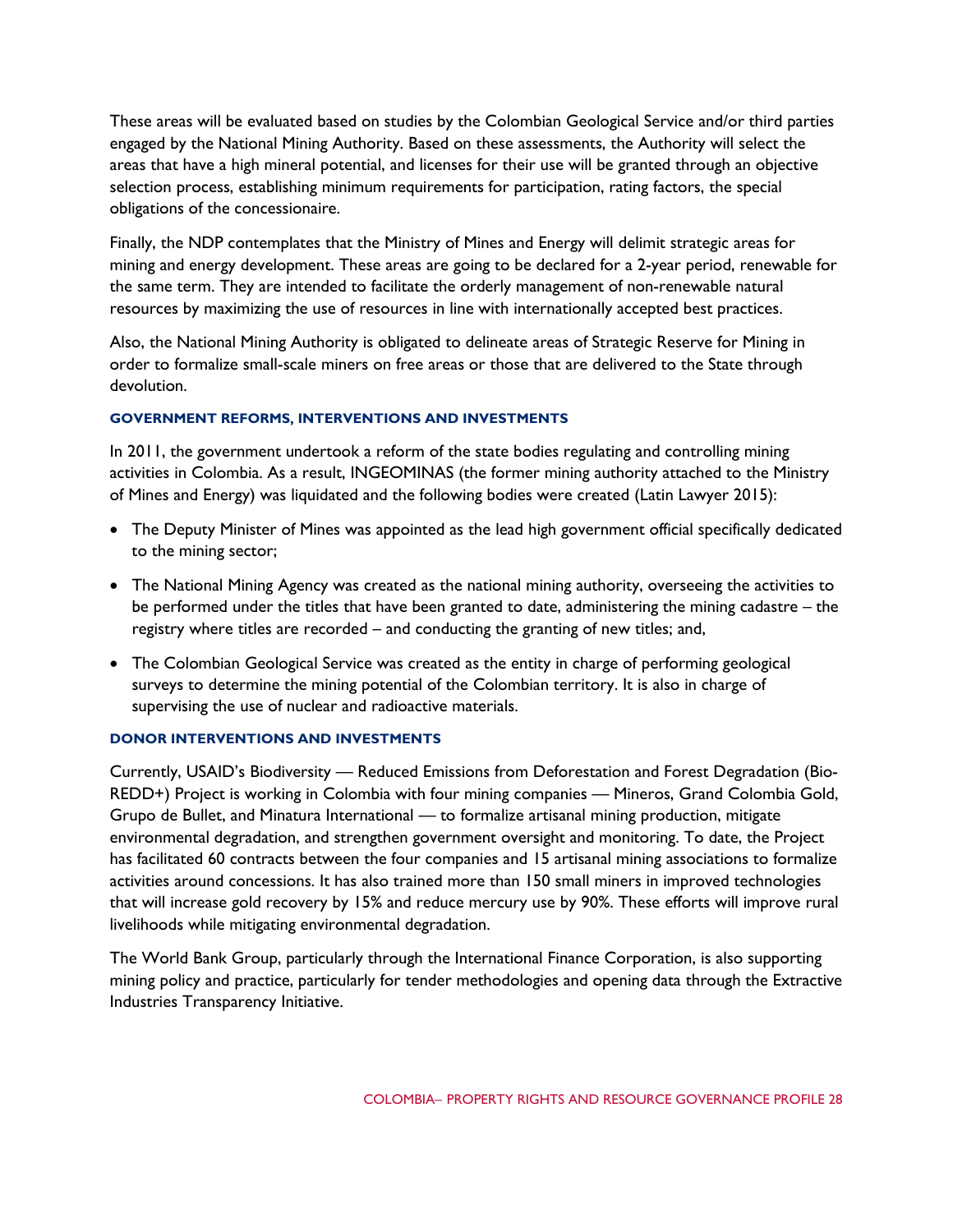These areas will be evaluated based on studies by the Colombian Geological Service and/or third parties engaged by the National Mining Authority. Based on these assessments, the Authority will select the areas that have a high mineral potential, and licenses for their use will be granted through an objective selection process, establishing minimum requirements for participation, rating factors, the special obligations of the concessionaire.

Finally, the NDP contemplates that the Ministry of Mines and Energy will delimit strategic areas for mining and energy development. These areas are going to be declared for a 2-year period, renewable for the same term. They are intended to facilitate the orderly management of non-renewable natural resources by maximizing the use of resources in line with internationally accepted best practices.

Also, the National Mining Authority is obligated to delineate areas of Strategic Reserve for Mining in order to formalize small-scale miners on free areas or those that are delivered to the State through devolution.

#### GOVERNMENT REFORMS, INTERVENTIONS AND INVESTMENTS

In 2011, the government undertook a reform of the state bodies regulating and controlling mining activities in Colombia. As a result, INGEOMINAS (the former mining authority attached to the Ministry of Mines and Energy) was liquidated and the following bodies were created (Latin Lawyer 2015):

- The Deputy Minister of Mines was appointed as the lead high government official specifically dedicated to the mining sector;
- The National Mining Agency was created as the national mining authority, overseeing the activities to be performed under the titles that have been granted to date, administering the mining cadastre – the registry where titles are recorded – and conducting the granting of new titles; and,
- The Colombian Geological Service was created as the entity in charge of performing geological surveys to determine the mining potential of the Colombian territory. It is also in charge of supervising the use of nuclear and radioactive materials.

#### DONOR INTERVENTIONS AND INVESTMENTS

Currently, USAID's Biodiversity — Reduced Emissions from Deforestation and Forest Degradation (Bio-REDD+) Project is working in Colombia with four mining companies — Mineros, Grand Colombia Gold, Grupo de Bullet, and Minatura International — to formalize artisanal mining production, mitigate environmental degradation, and strengthen government oversight and monitoring. To date, the Project has facilitated 60 contracts between the four companies and 15 artisanal mining associations to formalize activities around concessions. It has also trained more than 150 small miners in improved technologies that will increase gold recovery by 15% and reduce mercury use by 90%. These efforts will improve rural livelihoods while mitigating environmental degradation.

The World Bank Group, particularly through the International Finance Corporation, is also supporting mining policy and practice, particularly for tender methodologies and opening data through the Extractive Industries Transparency Initiative.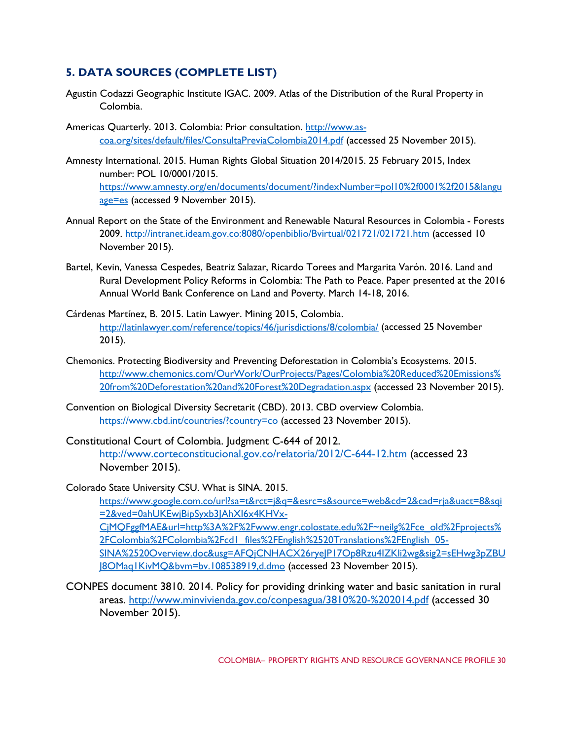## 5. DATA SOURCES (COMPLETE LIST)

Agustin Codazzi Geographic Institute IGAC. 2009. Atlas of the Distribution of the Rural Property in Colombia.

Americas Quarterly. 2013. Colombia: Prior consultation. http://www.as-coa.org/sites/default/files/ConsultaPreviaColombia2014.pdf (accessed 25 November 2015).

Amnesty International. 2015. Human Rights Global Situation 2014/2015. 25 February 2015, Index number: POL 10/0001/2015. https://www.amnesty.org/en/documents/document/?indexNumber=pol10%2f0001%2f2015&language=es (accessed 9 November 2015).

Annual Report on the State of the Environment and Renewable Natural Resources in Colombia - Forests 2009. http://intranet.ideam.gov.co:8080/openbiblio/Bvirtual/021721/021721.htm (accessed 10 November 2015).

Bartel, Kevin, Vanessa Cespedes, Beatriz Salazar, Ricardo Torees and Margarita Varón. 2016. Land and Rural Development Policy Reforms in Colombia: The Path to Peace. Paper presented at the 2016 Annual World Bank Conference on Land and Poverty. March 14-18, 2016.

Cárdenas Martínez, B. 2015. Latin Lawyer. Mining 2015, Colombia. http://latinlawyer.com/reference/topics/46/jurisdictions/8/colombia/ (accessed 25 November 2015).

Chemonics. Protecting Biodiversity and Preventing Deforestation in Colombia's Ecosystems. 2015. http://www.chemonics.com/OurWork/OurProjects/Pages/Colombia%20Reduced%20Emissions%20from%20Deforestation%20and%20Forest%20Degradation.aspx (accessed 23 November 2015).

Convention on Biological Diversity Secretarit (CBD). 2013. CBD overview Colombia. https://www.cbd.int/countries/?country=co (accessed 23 November 2015).

Constitutional Court of Colombia. Judgment C-644 of 2012. http://www.corteconstitucional.gov.co/relatoria/2012/C-644-12.htm (accessed 23 November 2015).

Colorado State University CSU. What is SINA. 2015. https://www.google.com.co/url?sa=t&rct=j&q=&esrc=s&source=web&cd=2&cad=rja&uact=8&sqi=2&ved=0ahUKEwjBipSyxb3JAhXI6x4KHVx-CjMQFggfMAE&url=http%3A%2F%2Fwww.engr.colostate.edu%2F~neilg%2Fce_old%2Fprojects%2FColombia%2FColombia%2Fcd1_files%2FEnglish%2520Translations%2FEnglish_05-SINA%2520Overview.doc&usg=AFQjCNHACX26ryeJP17Op8Rzu4IZKli2wg&sig2=sEHwg3pZBUJ8OMaq1KivMQ&bvm=bv.108538919,d.dmo (accessed 23 November 2015).

CONPES document 3810. 2014. Policy for providing drinking water and basic sanitation in rural areas. http://www.minvivienda.gov.co/conpesagua/3810%20-%202014.pdf (accessed 30 November 2015).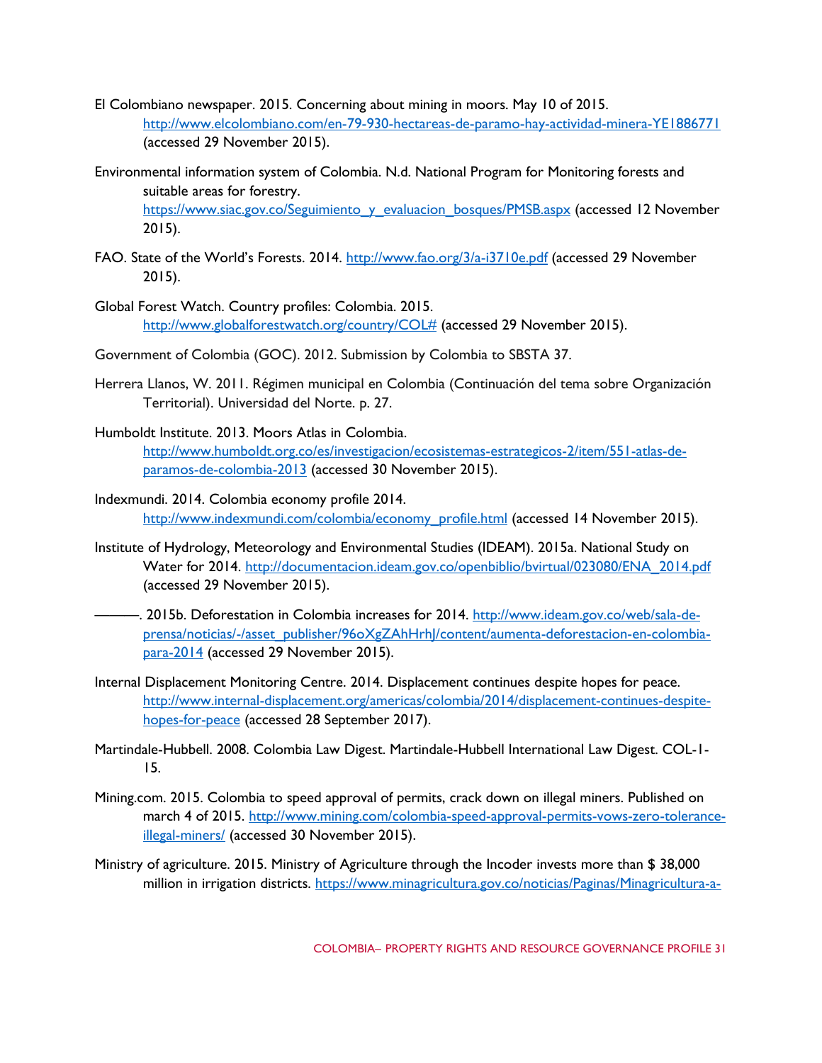El Colombiano newspaper. 2015. Concerning about mining in moors. May 10 of 2015. http://www.elcolombiano.com/en-79-930-hectareas-de-paramo-hay-actividad-minera-YE1886771 (accessed 29 November 2015).

Environmental information system of Colombia. N.d. National Program for Monitoring forests and suitable areas for forestry. https://www.siac.gov.co/Seguimiento_y_evaluacion_bosques/PMSB.aspx (accessed 12 November 2015).

FAO. State of the World's Forests. 2014. http://www.fao.org/3/a-i3710e.pdf (accessed 29 November 2015).

Global Forest Watch. Country profiles: Colombia. 2015. http://www.globalforestwatch.org/country/COL# (accessed 29 November 2015).

Government of Colombia (GOC). 2012. Submission by Colombia to SBSTA 37.

Herrera Llanos, W. 2011. Régimen municipal en Colombia (Continuación del tema sobre Organización Territorial). Universidad del Norte. p. 27.

Humboldt Institute. 2013. Moors Atlas in Colombia. http://www.humboldt.org.co/es/investigacion/ecosistemas-estrategicos-2/item/551-atlas-de-paramos-de-colombia-2013 (accessed 30 November 2015).

Indexmundi. 2014. Colombia economy profile 2014. http://www.indexmundi.com/colombia/economy_profile.html (accessed 14 November 2015).

Institute of Hydrology, Meteorology and Environmental Studies (IDEAM). 2015a. National Study on Water for 2014. http://documentacion.ideam.gov.co/openbiblio/bvirtual/023080/ENA_2014.pdf (accessed 29 November 2015).

———. 2015b. Deforestation in Colombia increases for 2014. http://www.ideam.gov.co/web/sala-de-prensa/noticias/-/asset_publisher/96oXgZAhHrhJ/content/aumenta-deforestacion-en-colombia-para-2014 (accessed 29 November 2015).

Internal Displacement Monitoring Centre. 2014. Displacement continues despite hopes for peace. http://www.internal-displacement.org/americas/colombia/2014/displacement-continues-despite-hopes-for-peace (accessed 28 September 2017).

Martindale-Hubbell. 2008. Colombia Law Digest. Martindale-Hubbell International Law Digest. COL-1-15.

Mining.com. 2015. Colombia to speed approval of permits, crack down on illegal miners. Published on march 4 of 2015. http://www.mining.com/colombia-speed-approval-permits-vows-zero-tolerance-illegal-miners/ (accessed 30 November 2015).

Ministry of agriculture. 2015. Ministry of Agriculture through the Incoder invests more than $ 38,000 million in irrigation districts. https://www.minagricultura.gov.co/noticias/Paginas/Minagricultura-a-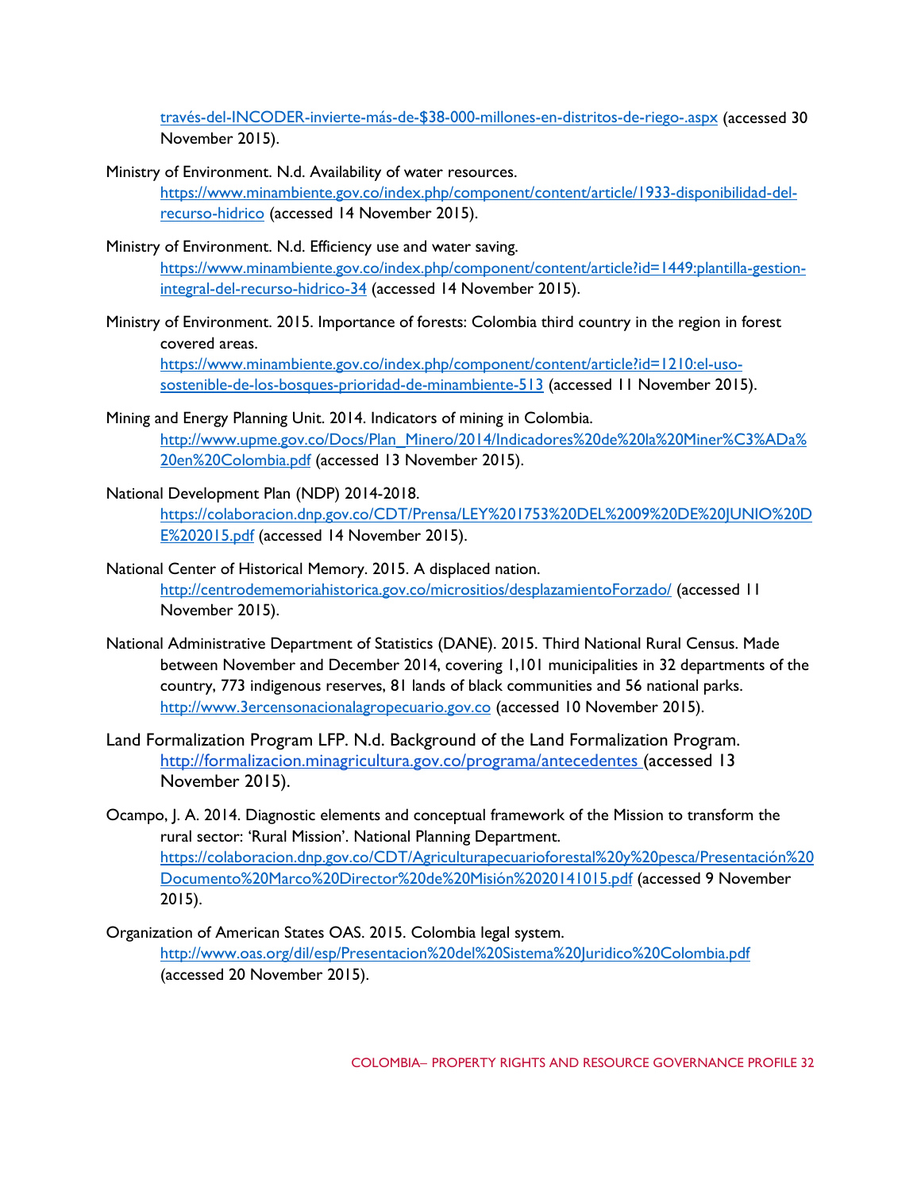través-del-INCODER-invierte-más-de-$38-000-millones-en-distritos-de-riego-.aspx (accessed 30 November 2015).

Ministry of Environment. N.d. Availability of water resources. https://www.minambiente.gov.co/index.php/component/content/article/1933-disponibilidad-del-recurso-hidrico (accessed 14 November 2015).

Ministry of Environment. N.d. Efficiency use and water saving. https://www.minambiente.gov.co/index.php/component/content/article?id=1449:plantilla-gestion-integral-del-recurso-hidrico-34 (accessed 14 November 2015).

Ministry of Environment. 2015. Importance of forests: Colombia third country in the region in forest covered areas. https://www.minambiente.gov.co/index.php/component/content/article?id=1210:el-uso-sostenible-de-los-bosques-prioridad-de-minambiente-513 (accessed 11 November 2015).

Mining and Energy Planning Unit. 2014. Indicators of mining in Colombia. http://www.upme.gov.co/Docs/Plan_Minero/2014/Indicadores%20de%20la%20Miner%C3%ADa%20en%20Colombia.pdf (accessed 13 November 2015).

National Development Plan (NDP) 2014-2018. https://colaboracion.dnp.gov.co/CDT/Prensa/LEY%201753%20DEL%2009%20DE%20JUNIO%20DE%202015.pdf (accessed 14 November 2015).

National Center of Historical Memory. 2015. A displaced nation. http://centrodememoriahistorica.gov.co/micrositios/desplazamientoForzado/ (accessed 11 November 2015).

National Administrative Department of Statistics (DANE). 2015. Third National Rural Census. Made between November and December 2014, covering 1,101 municipalities in 32 departments of the country, 773 indigenous reserves, 81 lands of black communities and 56 national parks. http://www.3ercensonacionalagropecuario.gov.co (accessed 10 November 2015).

Land Formalization Program LFP. N.d. Background of the Land Formalization Program. http://formalizacion.minagricultura.gov.co/programa/antecedentes (accessed 13 November 2015).

Ocampo, J. A. 2014. Diagnostic elements and conceptual framework of the Mission to transform the rural sector: 'Rural Mission'. National Planning Department. https://colaboracion.dnp.gov.co/CDT/Agriculturapecuarioforestal%20y%20pesca/Presentación%20Documento%20Marco%20Director%20de%20Misión%2020141015.pdf (accessed 9 November 2015).

Organization of American States OAS. 2015. Colombia legal system. http://www.oas.org/dil/esp/Presentacion%20del%20Sistema%20Juridico%20Colombia.pdf (accessed 20 November 2015).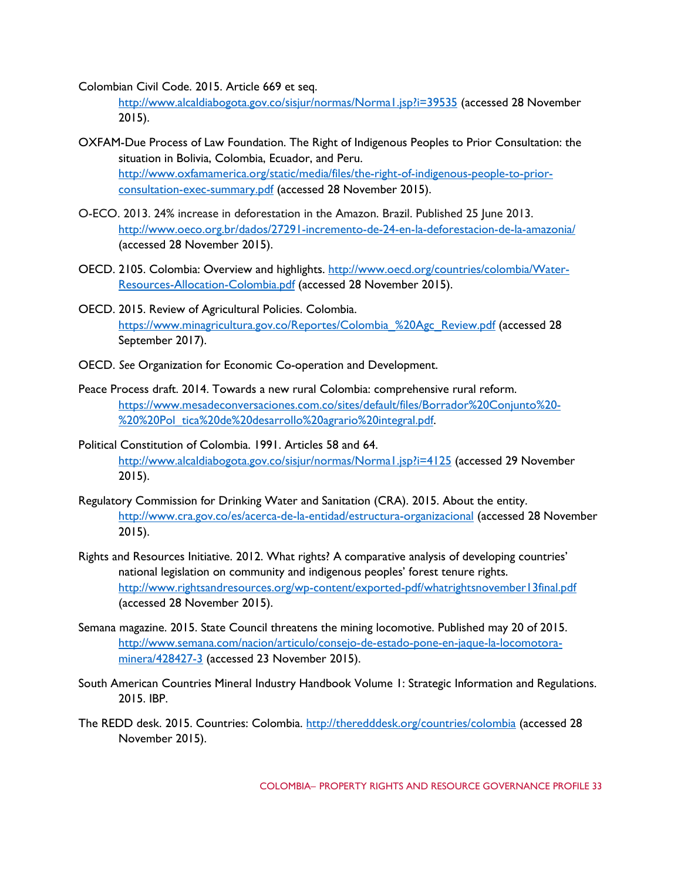Colombian Civil Code. 2015. Article 669 et seq. http://www.alcaldiabogota.gov.co/sisjur/normas/Norma1.jsp?i=39535 (accessed 28 November 2015).

OXFAM-Due Process of Law Foundation. The Right of Indigenous Peoples to Prior Consultation: the situation in Bolivia, Colombia, Ecuador, and Peru. http://www.oxfamamerica.org/static/media/files/the-right-of-indigenous-people-to-prior-consultation-exec-summary.pdf (accessed 28 November 2015).

O-ECO. 2013. 24% increase in deforestation in the Amazon. Brazil. Published 25 June 2013. http://www.oeco.org.br/dados/27291-incremento-de-24-en-la-deforestacion-de-la-amazonia/ (accessed 28 November 2015).

OECD. 2105. Colombia: Overview and highlights. http://www.oecd.org/countries/colombia/Water-Resources-Allocation-Colombia.pdf (accessed 28 November 2015).

OECD. 2015. Review of Agricultural Policies. Colombia. https://www.minagricultura.gov.co/Reportes/Colombia_%20Agc_Review.pdf (accessed 28 September 2017).

OECD. *See* Organization for Economic Co-operation and Development.

Peace Process draft. 2014. Towards a new rural Colombia: comprehensive rural reform. https://www.mesadeconversaciones.com.co/sites/default/files/Borrador%20Conjunto%20-%20%20Pol_tica%20de%20desarrollo%20agrario%20integral.pdf.

Political Constitution of Colombia. 1991. Articles 58 and 64. http://www.alcaldiabogota.gov.co/sisjur/normas/Norma1.jsp?i=4125 (accessed 29 November 2015).

Regulatory Commission for Drinking Water and Sanitation (CRA). 2015. About the entity. http://www.cra.gov.co/es/acerca-de-la-entidad/estructura-organizacional (accessed 28 November 2015).

Rights and Resources Initiative. 2012. What rights? A comparative analysis of developing countries' national legislation on community and indigenous peoples' forest tenure rights. http://www.rightsandresources.org/wp-content/exported-pdf/whatrightsnovember13final.pdf (accessed 28 November 2015).

Semana magazine. 2015. State Council threatens the mining locomotive. Published may 20 of 2015. http://www.semana.com/nacion/articulo/consejo-de-estado-pone-en-jaque-la-locomotora-minera/428427-3 (accessed 23 November 2015).

South American Countries Mineral Industry Handbook Volume 1: Strategic Information and Regulations. 2015. IBP.

The REDD desk. 2015. Countries: Colombia. http://theredddesk.org/countries/colombia (accessed 28 November 2015).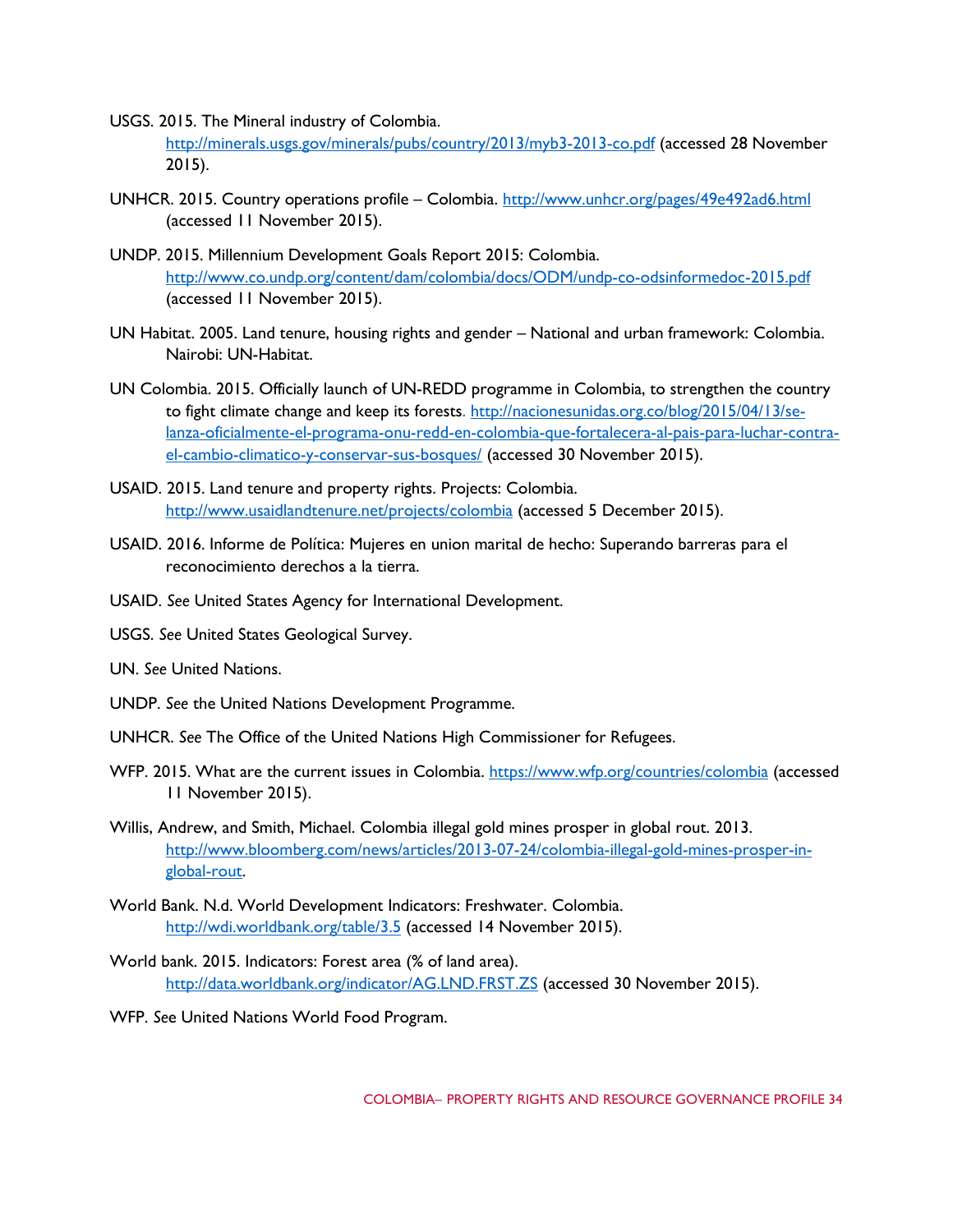USGS. 2015. The Mineral industry of Colombia. http://minerals.usgs.gov/minerals/pubs/country/2013/myb3-2013-co.pdf (accessed 28 November 2015).

UNHCR. 2015. Country operations profile – Colombia. http://www.unhcr.org/pages/49e492ad6.html (accessed 11 November 2015).

UNDP. 2015. Millennium Development Goals Report 2015: Colombia. http://www.co.undp.org/content/dam/colombia/docs/ODM/undp-co-odsinformedoc-2015.pdf (accessed 11 November 2015).

UN Habitat. 2005. Land tenure, housing rights and gender – National and urban framework: Colombia. Nairobi: UN-Habitat.

UN Colombia. 2015. Officially launch of UN-REDD programme in Colombia, to strengthen the country to fight climate change and keep its forests. http://nacionesunidas.org.co/blog/2015/04/13/se-lanza-oficialmente-el-programa-onu-redd-en-colombia-que-fortalecera-al-pais-para-luchar-contra-el-cambio-climatico-y-conservar-sus-bosques/ (accessed 30 November 2015).

USAID. 2015. Land tenure and property rights. Projects: Colombia. http://www.usaidlandtenure.net/projects/colombia (accessed 5 December 2015).

USAID. 2016. Informe de Política: Mujeres en union marital de hecho: Superando barreras para el reconocimiento derechos a la tierra.

USAID. *See* United States Agency for International Development.

USGS. *See* United States Geological Survey.

UN. *See* United Nations.

UNDP. *See* the United Nations Development Programme.

UNHCR. *See* The Office of the United Nations High Commissioner for Refugees.

WFP. 2015. What are the current issues in Colombia. https://www.wfp.org/countries/colombia (accessed 11 November 2015).

Willis, Andrew, and Smith, Michael. Colombia illegal gold mines prosper in global rout. 2013. http://www.bloomberg.com/news/articles/2013-07-24/colombia-illegal-gold-mines-prosper-in-global-rout.

World Bank. N.d. World Development Indicators: Freshwater. Colombia. http://wdi.worldbank.org/table/3.5 (accessed 14 November 2015).

World bank. 2015. Indicators: Forest area (% of land area). http://data.worldbank.org/indicator/AG.LND.FRST.ZS (accessed 30 November 2015).

WFP. *See* United Nations World Food Program.